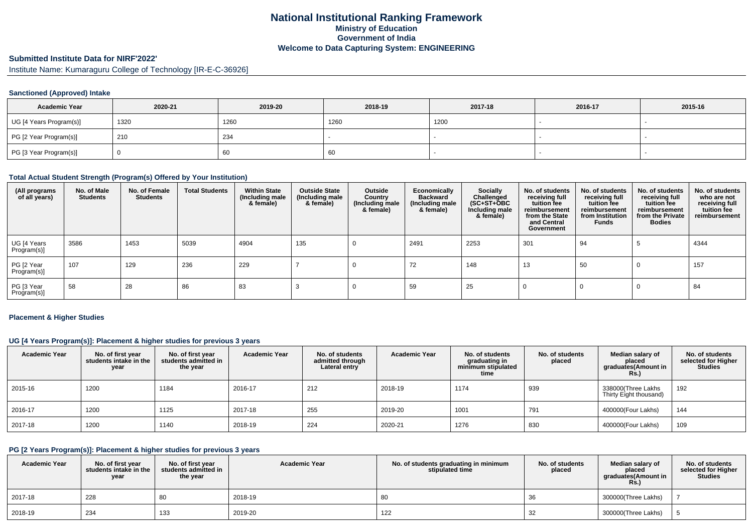# National Institutional Ranking Framework
## Ministry of Education
## Government of India
## Welcome to Data Capturing System: ENGINEERING

### Submitted Institute Data for NIRF'2022'

Institute Name: Kumaraguru College of Technology [IR-E-C-36926]

#### Sanctioned (Approved) Intake

| Academic Year | 2020-21 | 2019-20 | 2018-19 | 2017-18 | 2016-17 | 2015-16 |
|---|---|---|---|---|---|---|
| UG [4 Years Program(s)] | 1320 | 1260 | 1260 | 1200 | - | - |
| PG [2 Year Program(s)] | 210 | 234 | - | - | - | - |
| PG [3 Year Program(s)] | 0 | 60 | 60 | - | - | - |

#### Total Actual Student Strength (Program(s) Offered by Your Institution)

| (All programs of all years) | No. of Male Students | No. of Female Students | Total Students | Within State (Including male & female) | Outside State (Including male & female) | Outside Country (Including male & female) | Economically Backward (Including male & female) | Socially Challenged (SC+ST+OBC Including male & female) | No. of students receiving full tuition fee reimbursement from the State and Central Government | No. of students receiving full tuition fee reimbursement from Institution Funds | No. of students receiving full tuition fee reimbursement from the Private Bodies | No. of students who are not receiving full tuition fee reimbursement |
|---|---|---|---|---|---|---|---|---|---|---|---|---|
| UG [4 Years Program(s)] | 3586 | 1453 | 5039 | 4904 | 135 | 0 | 2491 | 2253 | 301 | 94 | 5 | 4344 |
| PG [2 Year Program(s)] | 107 | 129 | 236 | 229 | 7 | 0 | 72 | 148 | 13 | 50 | 0 | 157 |
| PG [3 Year Program(s)] | 58 | 28 | 86 | 83 | 3 | 0 | 59 | 25 | 0 | 0 | 0 | 84 |

#### Placement & Higher Studies

#### UG [4 Years Program(s)]: Placement & higher studies for previous 3 years

| Academic Year | No. of first year students intake in the year | No. of first year students admitted in the year | Academic Year | No. of students admitted through Lateral entry | Academic Year | No. of students graduating in minimum stipulated time | No. of students placed | Median salary of placed graduates(Amount in Rs.) | No. of students selected for Higher Studies |
|---|---|---|---|---|---|---|---|---|---|
| 2015-16 | 1200 | 1184 | 2016-17 | 212 | 2018-19 | 1174 | 939 | 338000(Three Lakhs Thirty Eight thousand) | 192 |
| 2016-17 | 1200 | 1125 | 2017-18 | 255 | 2019-20 | 1001 | 791 | 400000(Four Lakhs) | 144 |
| 2017-18 | 1200 | 1140 | 2018-19 | 224 | 2020-21 | 1276 | 830 | 400000(Four Lakhs) | 109 |

#### PG [2 Years Program(s)]: Placement & higher studies for previous 3 years

| Academic Year | No. of first year students intake in the year | No. of first year students admitted in the year | Academic Year | No. of students graduating in minimum stipulated time | No. of students placed | Median salary of placed graduates(Amount in Rs.) | No. of students selected for Higher Studies |
|---|---|---|---|---|---|---|---|
| 2017-18 | 228 | 80 | 2018-19 | 80 | 36 | 300000(Three Lakhs) | 7 |
| 2018-19 | 234 | 133 | 2019-20 | 122 | 32 | 300000(Three Lakhs) | 5 |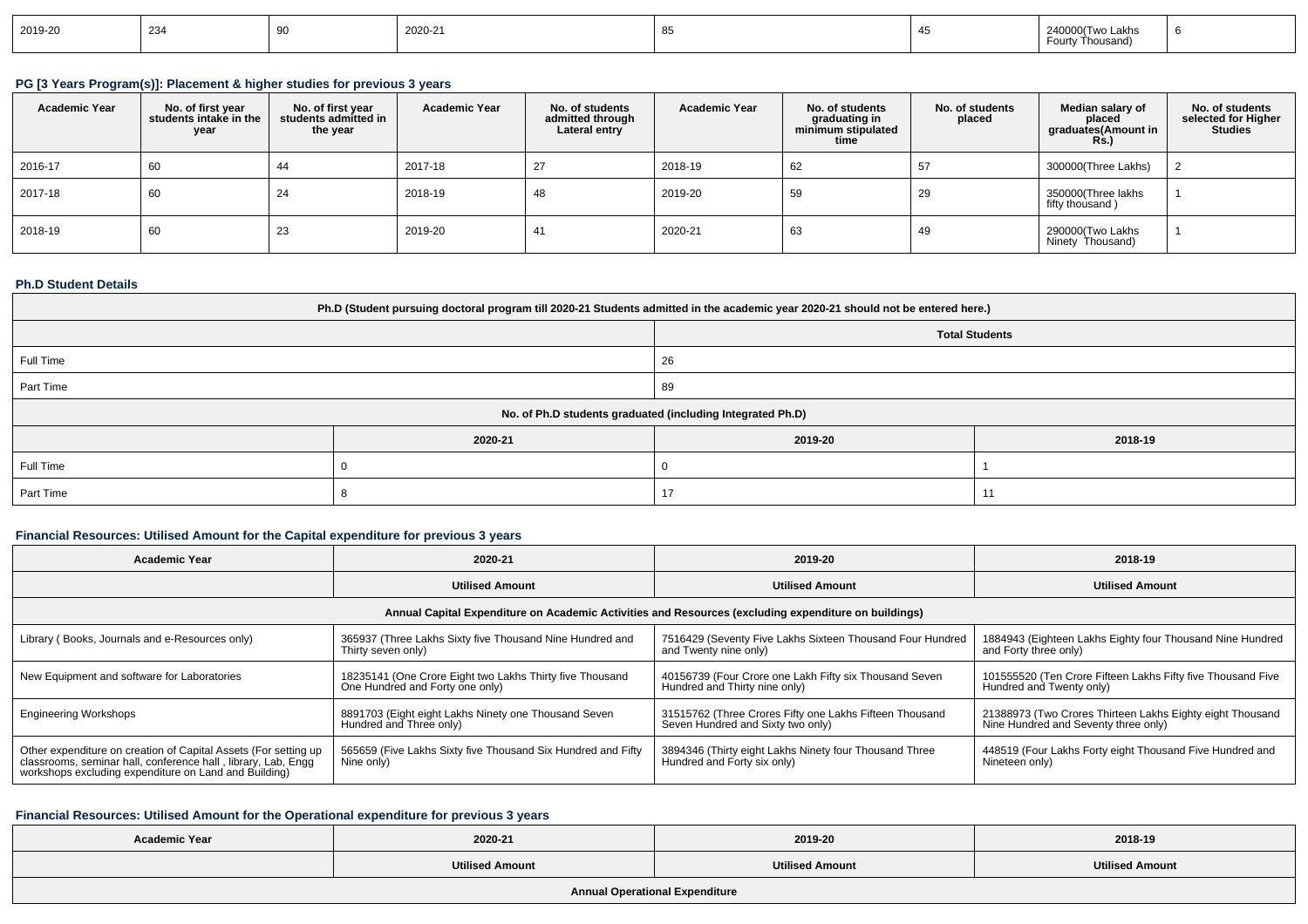| 2019-20 | 234 | 90 | 2020-21 | 85 | 45 | 240000(Two Lakhs Fourty Thousand) | 6 |
|---|---|---|---|---|---|---|---|

### PG [3 Years Program(s)]: Placement & higher studies for previous 3 years

| Academic Year | No. of first year students intake in the year | No. of first year students admitted in the year | Academic Year | No. of students admitted through Lateral entry | Academic Year | No. of students graduating in minimum stipulated time | No. of students placed | Median salary of placed graduates(Amount in Rs.) | No. of students selected for Higher Studies |
|---|---|---|---|---|---|---|---|---|---|
| 2016-17 | 60 | 44 | 2017-18 | 27 | 2018-19 | 62 | 57 | 300000(Three Lakhs) | 2 |
| 2017-18 | 60 | 24 | 2018-19 | 48 | 2019-20 | 59 | 29 | 350000(Three lakhs fifty thousand ) | 1 |
| 2018-19 | 60 | 23 | 2019-20 | 41 | 2020-21 | 63 | 49 | 290000(Two Lakhs Ninety Thousand) | 1 |

### Ph.D Student Details

| Ph.D (Student pursuing doctoral program till 2020-21 Students admitted in the academic year 2020-21 should not be entered here.) | | | |
|---|---|---|---|
| | Total Students | | |
| Full Time | 26 | | |
| Part Time | 89 | | |
| No. of Ph.D students graduated (including Integrated Ph.D) | | | |
| | 2020-21 | 2019-20 | 2018-19 |
| Full Time | 0 | 0 | 1 |
| Part Time | 8 | 17 | 11 |

### Financial Resources: Utilised Amount for the Capital expenditure for previous 3 years

| Academic Year | 2020-21 | 2019-20 | 2018-19 |
|---|---|---|---|
| | Utilised Amount | Utilised Amount | Utilised Amount |
| Annual Capital Expenditure on Academic Activities and Resources (excluding expenditure on buildings) | | | |
| Library ( Books, Journals and e-Resources only) | 365937 (Three Lakhs Sixty five Thousand Nine Hundred and Thirty seven only) | 7516429 (Seventy Five Lakhs Sixteen Thousand Four Hundred and Twenty nine only) | 1884943 (Eighteen Lakhs Eighty four Thousand Nine Hundred and Forty three only) |
| New Equipment and software for Laboratories | 18235141 (One Crore Eight two Lakhs Thirty five Thousand One Hundred and Forty one only) | 40156739 (Four Crore one Lakh Fifty six Thousand Seven Hundred and Thirty nine only) | 101555520 (Ten Crore Fifteen Lakhs Fifty five Thousand Five Hundred and Twenty only) |
| Engineering Workshops | 8891703 (Eight eight Lakhs Ninety one Thousand Seven Hundred and Three only) | 31515762 (Three Crores Fifty one Lakhs Fifteen Thousand Seven Hundred and Sixty two only) | 21388973 (Two Crores Thirteen Lakhs Eighty eight Thousand Nine Hundred and Seventy three only) |
| Other expenditure on creation of Capital Assets (For setting up classrooms, seminar hall, conference hall , library, Lab, Engg workshops excluding expenditure on Land and Building) | 565659 (Five Lakhs Sixty five Thousand Six Hundred and Fifty Nine only) | 3894346 (Thirty eight Lakhs Ninety four Thousand Three Hundred and Forty six only) | 448519 (Four Lakhs Forty eight Thousand Five Hundred and Nineteen only) |

### Financial Resources: Utilised Amount for the Operational expenditure for previous 3 years

| Academic Year | 2020-21 | 2019-20 | 2018-19 |
|---|---|---|---|
| | Utilised Amount | Utilised Amount | Utilised Amount |
| Annual Operational Expenditure | | | |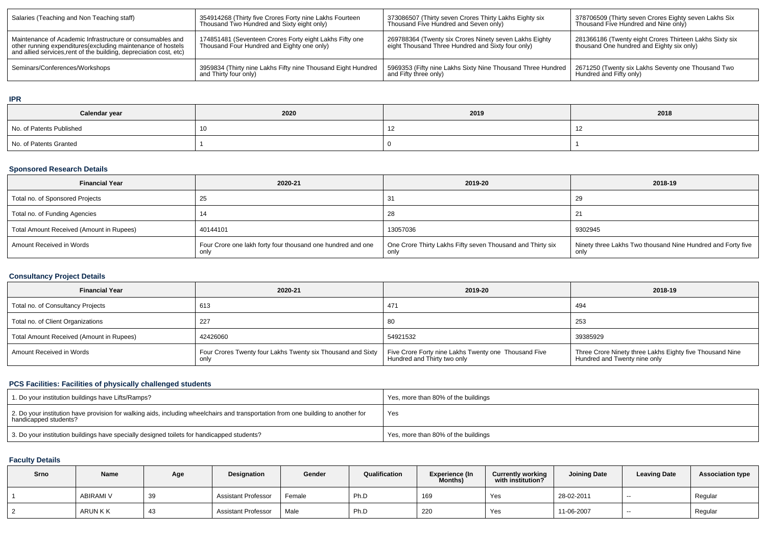| Salaries (Teaching and Non Teaching staff) | 354914268 (Thirty five Crores Forty nine Lakhs Fourteen Thousand Two Hundred and Sixty eight only) | 373086507 (Thirty seven Crores Thirty Lakhs Eighty six Thousand Five Hundred and Seven only) | 378706509 (Thirty seven Crores Eighty seven Lakhs Six Thousand Five Hundred and Nine only) |
|---|---|---|---|
| Maintenance of Academic Infrastructure or consumables and other running expenditures(excluding maintenance of hostels and allied services,rent of the building, depreciation cost, etc) | 174851481 (Seventeen Crores Forty eight Lakhs Fifty one Thousand Four Hundred and Eighty one only) | 269788364 (Twenty six Crores Ninety seven Lakhs Eighty eight Thousand Three Hundred and Sixty four only) | 281366186 (Twenty eight Crores Thirteen Lakhs Sixty six thousand One hundred and Eighty six only) |
| Seminars/Conferences/Workshops | 3959834 (Thirty nine Lakhs Fifty nine Thousand Eight Hundred and Thirty four only) | 5969353 (Fifty nine Lakhs Sixty Nine Thousand Three Hundred and Fifty three only) | 2671250 (Twenty six Lakhs Seventy one Thousand Two Hundred and Fifty only) |

## IPR

| Calendar year | 2020 | 2019 | 2018 |
|---|---|---|---|
| No. of Patents Published | 10 | 12 | 12 |
| No. of Patents Granted | 1 | 0 | 1 |

## Sponsored Research Details

| Financial Year | 2020-21 | 2019-20 | 2018-19 |
|---|---|---|---|
| Total no. of Sponsored Projects | 25 | 31 | 29 |
| Total no. of Funding Agencies | 14 | 28 | 21 |
| Total Amount Received (Amount in Rupees) | 40144101 | 13057036 | 9302945 |
| Amount Received in Words | Four Crore one lakh forty four thousand one hundred and one only | One Crore Thirty Lakhs Fifty seven Thousand and Thirty six only | Ninety three Lakhs Two thousand Nine Hundred and Forty five only |

## Consultancy Project Details

| Financial Year | 2020-21 | 2019-20 | 2018-19 |
|---|---|---|---|
| Total no. of Consultancy Projects | 613 | 471 | 494 |
| Total no. of Client Organizations | 227 | 80 | 253 |
| Total Amount Received (Amount in Rupees) | 42426060 | 54921532 | 39385929 |
| Amount Received in Words | Four Crores Twenty four Lakhs Twenty six Thousand and Sixty only | Five Crore Forty nine Lakhs Twenty one Thousand Five Hundred and Thirty two only | Three Crore Ninety three Lakhs Eighty five Thousand Nine Hundred and Twenty nine only |

## PCS Facilities: Facilities of physically challenged students

| 1. Do your institution buildings have Lifts/Ramps? | Yes, more than 80% of the buildings |
|---|---|
| 2. Do your institution have provision for walking aids, including wheelchairs and transportation from one building to another for handicapped students? | Yes |
| 3. Do your institution buildings have specially designed toilets for handicapped students? | Yes, more than 80% of the buildings |

## Faculty Details

| Srno | Name | Age | Designation | Gender | Qualification | Experience (In Months) | Currently working with institution? | Joining Date | Leaving Date | Association type |
|---|---|---|---|---|---|---|---|---|---|---|
| 1 | ABIRAMI V | 39 | Assistant Professor | Female | Ph.D | 169 | Yes | 28-02-2011 | -- | Regular |
| 2 | ARUN K K | 43 | Assistant Professor | Male | Ph.D | 220 | Yes | 11-06-2007 | -- | Regular |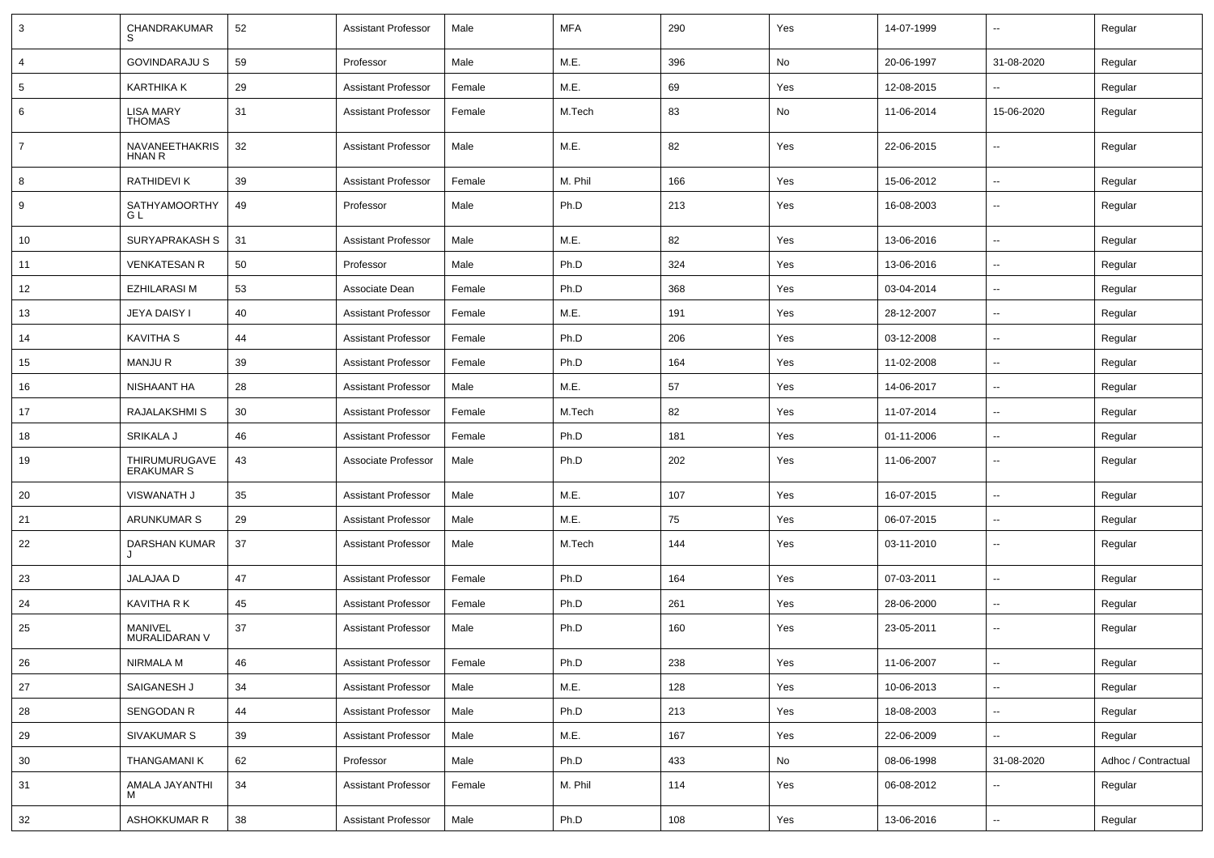| 3 | CHANDRAKUMAR S | 52 | Assistant Professor | Male | MFA | 290 | Yes | 14-07-1999 | -- | Regular |
|---|---|---|---|---|---|---|---|---|---|---|
| 4 | GOVINDARAJU S | 59 | Professor | Male | M.E. | 396 | No | 20-06-1997 | 31-08-2020 | Regular |
| 5 | KARTHIKA K | 29 | Assistant Professor | Female | M.E. | 69 | Yes | 12-08-2015 | -- | Regular |
| 6 | LISA MARY THOMAS | 31 | Assistant Professor | Female | M.Tech | 83 | No | 11-06-2014 | 15-06-2020 | Regular |
| 7 | NAVANEETHAKRISHNAN R | 32 | Assistant Professor | Male | M.E. | 82 | Yes | 22-06-2015 | -- | Regular |
| 8 | RATHIDEVI K | 39 | Assistant Professor | Female | M. Phil | 166 | Yes | 15-06-2012 | -- | Regular |
| 9 | SATHYAMOORTHY G L | 49 | Professor | Male | Ph.D | 213 | Yes | 16-08-2003 | -- | Regular |
| 10 | SURYAPRAKASH S | 31 | Assistant Professor | Male | M.E. | 82 | Yes | 13-06-2016 | -- | Regular |
| 11 | VENKATESAN R | 50 | Professor | Male | Ph.D | 324 | Yes | 13-06-2016 | -- | Regular |
| 12 | EZHILARASI M | 53 | Associate Dean | Female | Ph.D | 368 | Yes | 03-04-2014 | -- | Regular |
| 13 | JEYA DAISY I | 40 | Assistant Professor | Female | M.E. | 191 | Yes | 28-12-2007 | -- | Regular |
| 14 | KAVITHA S | 44 | Assistant Professor | Female | Ph.D | 206 | Yes | 03-12-2008 | -- | Regular |
| 15 | MANJU R | 39 | Assistant Professor | Female | Ph.D | 164 | Yes | 11-02-2008 | -- | Regular |
| 16 | NISHAANT HA | 28 | Assistant Professor | Male | M.E. | 57 | Yes | 14-06-2017 | -- | Regular |
| 17 | RAJALAKSHMI S | 30 | Assistant Professor | Female | M.Tech | 82 | Yes | 11-07-2014 | -- | Regular |
| 18 | SRIKALA J | 46 | Assistant Professor | Female | Ph.D | 181 | Yes | 01-11-2006 | -- | Regular |
| 19 | THIRUMURUGAVERAKUMAR S | 43 | Associate Professor | Male | Ph.D | 202 | Yes | 11-06-2007 | -- | Regular |
| 20 | VISWANATH J | 35 | Assistant Professor | Male | M.E. | 107 | Yes | 16-07-2015 | -- | Regular |
| 21 | ARUNKUMAR S | 29 | Assistant Professor | Male | M.E. | 75 | Yes | 06-07-2015 | -- | Regular |
| 22 | DARSHAN KUMAR J | 37 | Assistant Professor | Male | M.Tech | 144 | Yes | 03-11-2010 | -- | Regular |
| 23 | JALAJAA D | 47 | Assistant Professor | Female | Ph.D | 164 | Yes | 07-03-2011 | -- | Regular |
| 24 | KAVITHA R K | 45 | Assistant Professor | Female | Ph.D | 261 | Yes | 28-06-2000 | -- | Regular |
| 25 | MANIVEL MURALIDARAN V | 37 | Assistant Professor | Male | Ph.D | 160 | Yes | 23-05-2011 | -- | Regular |
| 26 | NIRMALA M | 46 | Assistant Professor | Female | Ph.D | 238 | Yes | 11-06-2007 | -- | Regular |
| 27 | SAIGANESH J | 34 | Assistant Professor | Male | M.E. | 128 | Yes | 10-06-2013 | -- | Regular |
| 28 | SENGODAN R | 44 | Assistant Professor | Male | Ph.D | 213 | Yes | 18-08-2003 | -- | Regular |
| 29 | SIVAKUMAR S | 39 | Assistant Professor | Male | M.E. | 167 | Yes | 22-06-2009 | -- | Regular |
| 30 | THANGAMANI K | 62 | Professor | Male | Ph.D | 433 | No | 08-06-1998 | 31-08-2020 | Adhoc / Contractual |
| 31 | AMALA JAYANTHI M | 34 | Assistant Professor | Female | M. Phil | 114 | Yes | 06-08-2012 | -- | Regular |
| 32 | ASHOKKUMAR R | 38 | Assistant Professor | Male | Ph.D | 108 | Yes | 13-06-2016 | -- | Regular |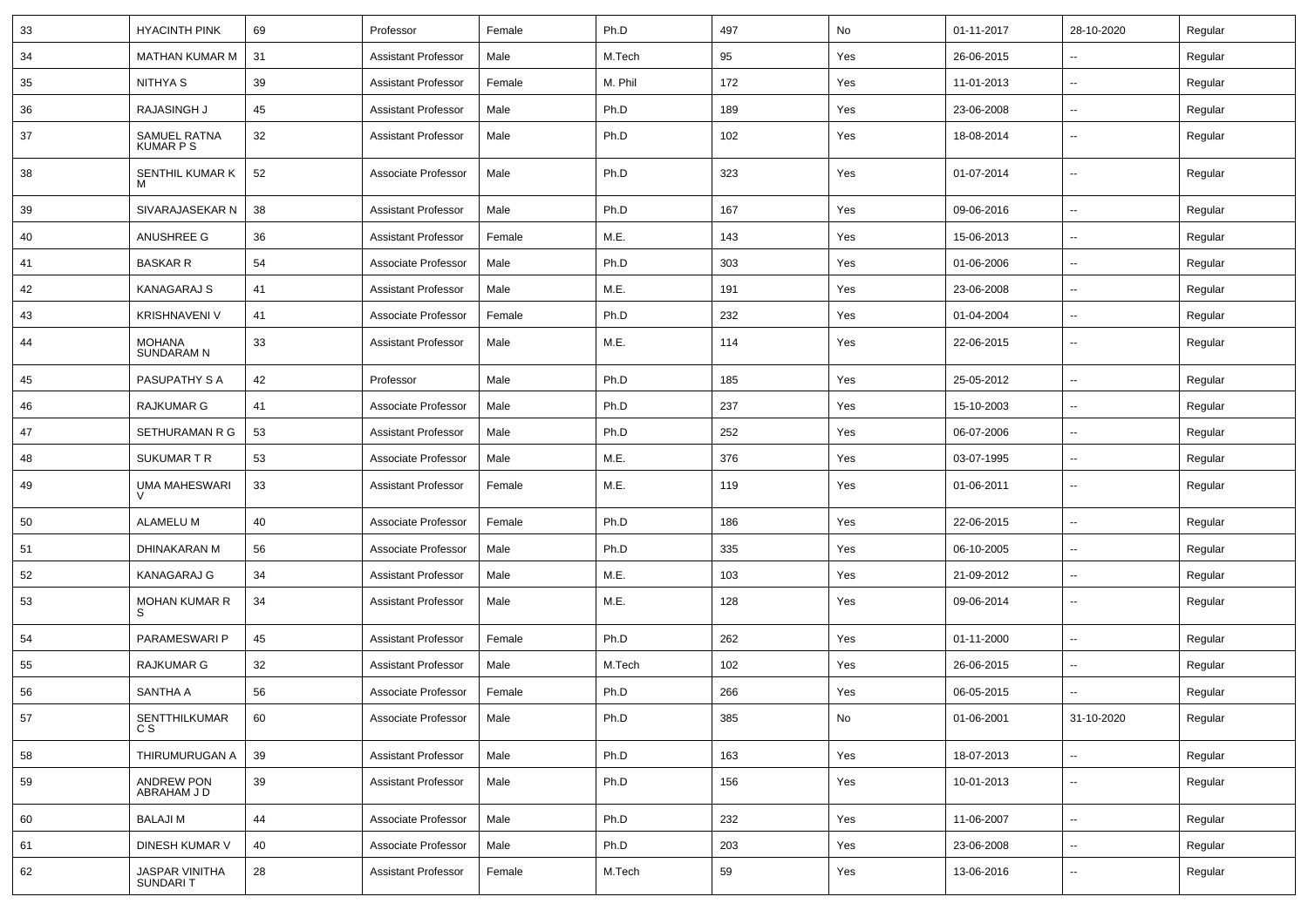| 33 | HYACINTH PINK | 69 | Professor | Female | Ph.D | 497 | No | 01-11-2017 | 28-10-2020 | Regular |
|---|---|---|---|---|---|---|---|---|---|---|
| 34 | MATHAN KUMAR M | 31 | Assistant Professor | Male | M.Tech | 95 | Yes | 26-06-2015 | -- | Regular |
| 35 | NITHYA S | 39 | Assistant Professor | Female | M. Phil | 172 | Yes | 11-01-2013 | -- | Regular |
| 36 | RAJASINGH J | 45 | Assistant Professor | Male | Ph.D | 189 | Yes | 23-06-2008 | -- | Regular |
| 37 | SAMUEL RATNA KUMAR P S | 32 | Assistant Professor | Male | Ph.D | 102 | Yes | 18-08-2014 | -- | Regular |
| 38 | SENTHIL KUMAR K M | 52 | Associate Professor | Male | Ph.D | 323 | Yes | 01-07-2014 | -- | Regular |
| 39 | SIVARAJASEKAR N | 38 | Assistant Professor | Male | Ph.D | 167 | Yes | 09-06-2016 | -- | Regular |
| 40 | ANUSHREE G | 36 | Assistant Professor | Female | M.E. | 143 | Yes | 15-06-2013 | -- | Regular |
| 41 | BASKAR R | 54 | Associate Professor | Male | Ph.D | 303 | Yes | 01-06-2006 | -- | Regular |
| 42 | KANAGARAJ S | 41 | Assistant Professor | Male | M.E. | 191 | Yes | 23-06-2008 | -- | Regular |
| 43 | KRISHNAVENI V | 41 | Associate Professor | Female | Ph.D | 232 | Yes | 01-04-2004 | -- | Regular |
| 44 | MOHANA SUNDARAM N | 33 | Assistant Professor | Male | M.E. | 114 | Yes | 22-06-2015 | -- | Regular |
| 45 | PASUPATHY S A | 42 | Professor | Male | Ph.D | 185 | Yes | 25-05-2012 | -- | Regular |
| 46 | RAJKUMAR G | 41 | Associate Professor | Male | Ph.D | 237 | Yes | 15-10-2003 | -- | Regular |
| 47 | SETHURAMAN R G | 53 | Assistant Professor | Male | Ph.D | 252 | Yes | 06-07-2006 | -- | Regular |
| 48 | SUKUMAR T R | 53 | Associate Professor | Male | M.E. | 376 | Yes | 03-07-1995 | -- | Regular |
| 49 | UMA MAHESWARI V | 33 | Assistant Professor | Female | M.E. | 119 | Yes | 01-06-2011 | -- | Regular |
| 50 | ALAMELU M | 40 | Associate Professor | Female | Ph.D | 186 | Yes | 22-06-2015 | -- | Regular |
| 51 | DHINAKARAN M | 56 | Associate Professor | Male | Ph.D | 335 | Yes | 06-10-2005 | -- | Regular |
| 52 | KANAGARAJ G | 34 | Assistant Professor | Male | M.E. | 103 | Yes | 21-09-2012 | -- | Regular |
| 53 | MOHAN KUMAR R S | 34 | Assistant Professor | Male | M.E. | 128 | Yes | 09-06-2014 | -- | Regular |
| 54 | PARAMESWARI P | 45 | Assistant Professor | Female | Ph.D | 262 | Yes | 01-11-2000 | -- | Regular |
| 55 | RAJKUMAR G | 32 | Assistant Professor | Male | M.Tech | 102 | Yes | 26-06-2015 | -- | Regular |
| 56 | SANTHA A | 56 | Associate Professor | Female | Ph.D | 266 | Yes | 06-05-2015 | -- | Regular |
| 57 | SENTTHILKUMAR C S | 60 | Associate Professor | Male | Ph.D | 385 | No | 01-06-2001 | 31-10-2020 | Regular |
| 58 | THIRUMURUGAN A | 39 | Assistant Professor | Male | Ph.D | 163 | Yes | 18-07-2013 | -- | Regular |
| 59 | ANDREW PON ABRAHAM J D | 39 | Assistant Professor | Male | Ph.D | 156 | Yes | 10-01-2013 | -- | Regular |
| 60 | BALAJI M | 44 | Associate Professor | Male | Ph.D | 232 | Yes | 11-06-2007 | -- | Regular |
| 61 | DINESH KUMAR V | 40 | Associate Professor | Male | Ph.D | 203 | Yes | 23-06-2008 | -- | Regular |
| 62 | JASPAR VINITHA SUNDARI T | 28 | Assistant Professor | Female | M.Tech | 59 | Yes | 13-06-2016 | -- | Regular |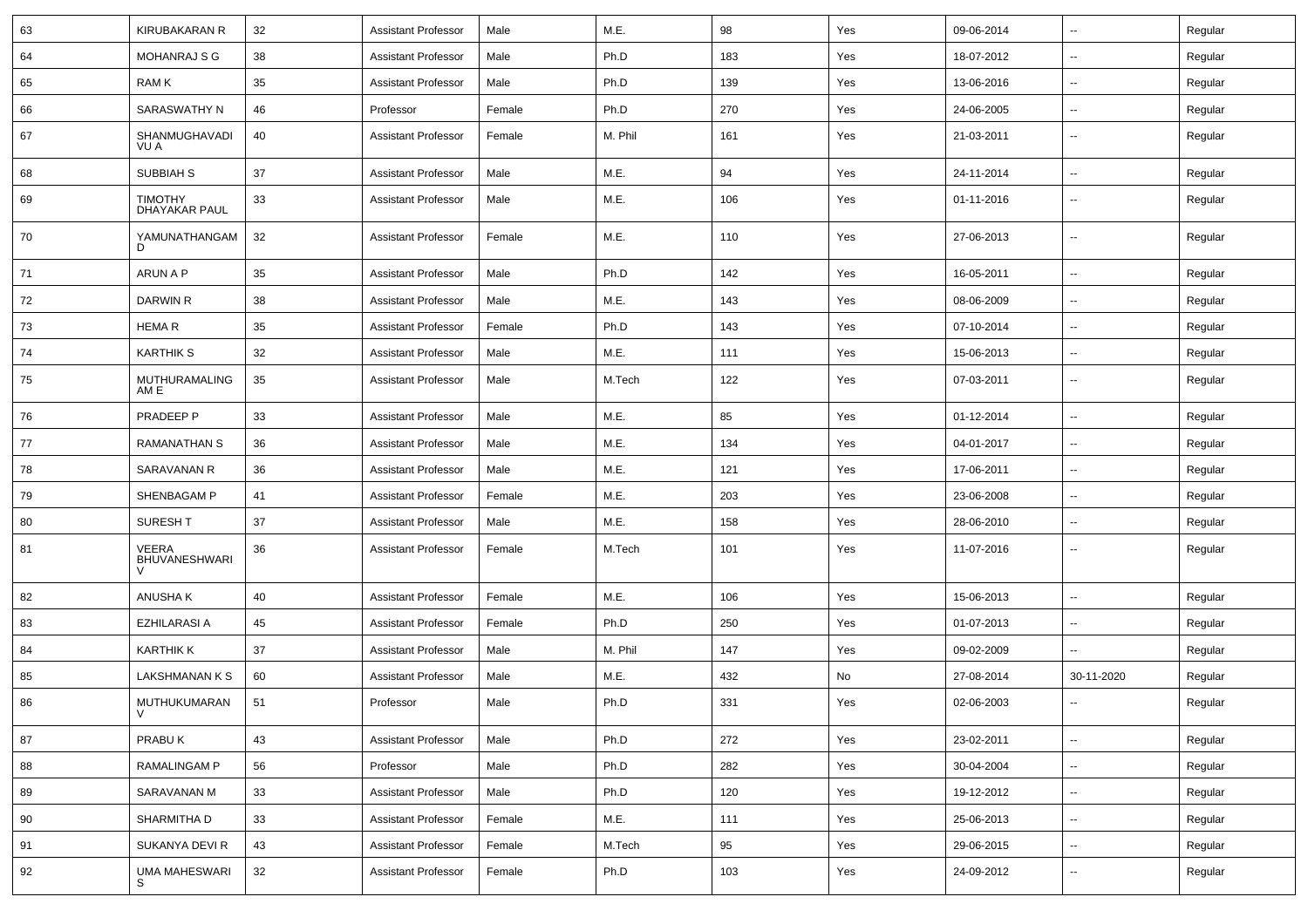| 63 | KIRUBAKARAN R | 32 | Assistant Professor | Male | M.E. | 98 | Yes | 09-06-2014 | -- | Regular |
|---|---|---|---|---|---|---|---|---|---|---|
| 64 | MOHANRAJ S G | 38 | Assistant Professor | Male | Ph.D | 183 | Yes | 18-07-2012 | -- | Regular |
| 65 | RAM K | 35 | Assistant Professor | Male | Ph.D | 139 | Yes | 13-06-2016 | -- | Regular |
| 66 | SARASWATHY N | 46 | Professor | Female | Ph.D | 270 | Yes | 24-06-2005 | -- | Regular |
| 67 | SHANMUGHAVADIVU A | 40 | Assistant Professor | Female | M. Phil | 161 | Yes | 21-03-2011 | -- | Regular |
| 68 | SUBBIAH S | 37 | Assistant Professor | Male | M.E. | 94 | Yes | 24-11-2014 | -- | Regular |
| 69 | TIMOTHY DHAYAKAR PAUL | 33 | Assistant Professor | Male | M.E. | 106 | Yes | 01-11-2016 | -- | Regular |
| 70 | YAMUNATHANGAM D | 32 | Assistant Professor | Female | M.E. | 110 | Yes | 27-06-2013 | -- | Regular |
| 71 | ARUN A P | 35 | Assistant Professor | Male | Ph.D | 142 | Yes | 16-05-2011 | -- | Regular |
| 72 | DARWIN R | 38 | Assistant Professor | Male | M.E. | 143 | Yes | 08-06-2009 | -- | Regular |
| 73 | HEMA R | 35 | Assistant Professor | Female | Ph.D | 143 | Yes | 07-10-2014 | -- | Regular |
| 74 | KARTHIK S | 32 | Assistant Professor | Male | M.E. | 111 | Yes | 15-06-2013 | -- | Regular |
| 75 | MUTHURAMALINGAM E | 35 | Assistant Professor | Male | M.Tech | 122 | Yes | 07-03-2011 | -- | Regular |
| 76 | PRADEEP P | 33 | Assistant Professor | Male | M.E. | 85 | Yes | 01-12-2014 | -- | Regular |
| 77 | RAMANATHAN S | 36 | Assistant Professor | Male | M.E. | 134 | Yes | 04-01-2017 | -- | Regular |
| 78 | SARAVANAN R | 36 | Assistant Professor | Male | M.E. | 121 | Yes | 17-06-2011 | -- | Regular |
| 79 | SHENBAGAM P | 41 | Assistant Professor | Female | M.E. | 203 | Yes | 23-06-2008 | -- | Regular |
| 80 | SURESH T | 37 | Assistant Professor | Male | M.E. | 158 | Yes | 28-06-2010 | -- | Regular |
| 81 | VEERA BHUVANESHWARI V | 36 | Assistant Professor | Female | M.Tech | 101 | Yes | 11-07-2016 | -- | Regular |
| 82 | ANUSHA K | 40 | Assistant Professor | Female | M.E. | 106 | Yes | 15-06-2013 | -- | Regular |
| 83 | EZHILARASI A | 45 | Assistant Professor | Female | Ph.D | 250 | Yes | 01-07-2013 | -- | Regular |
| 84 | KARTHIK K | 37 | Assistant Professor | Male | M. Phil | 147 | Yes | 09-02-2009 | -- | Regular |
| 85 | LAKSHMANAN K S | 60 | Assistant Professor | Male | M.E. | 432 | No | 27-08-2014 | 30-11-2020 | Regular |
| 86 | MUTHUKUMARAN V | 51 | Professor | Male | Ph.D | 331 | Yes | 02-06-2003 | -- | Regular |
| 87 | PRABU K | 43 | Assistant Professor | Male | Ph.D | 272 | Yes | 23-02-2011 | -- | Regular |
| 88 | RAMALINGAM P | 56 | Professor | Male | Ph.D | 282 | Yes | 30-04-2004 | -- | Regular |
| 89 | SARAVANAN M | 33 | Assistant Professor | Male | Ph.D | 120 | Yes | 19-12-2012 | -- | Regular |
| 90 | SHARMITHA D | 33 | Assistant Professor | Female | M.E. | 111 | Yes | 25-06-2013 | -- | Regular |
| 91 | SUKANYA DEVI R | 43 | Assistant Professor | Female | M.Tech | 95 | Yes | 29-06-2015 | -- | Regular |
| 92 | UMA MAHESWARI S | 32 | Assistant Professor | Female | Ph.D | 103 | Yes | 24-09-2012 | -- | Regular |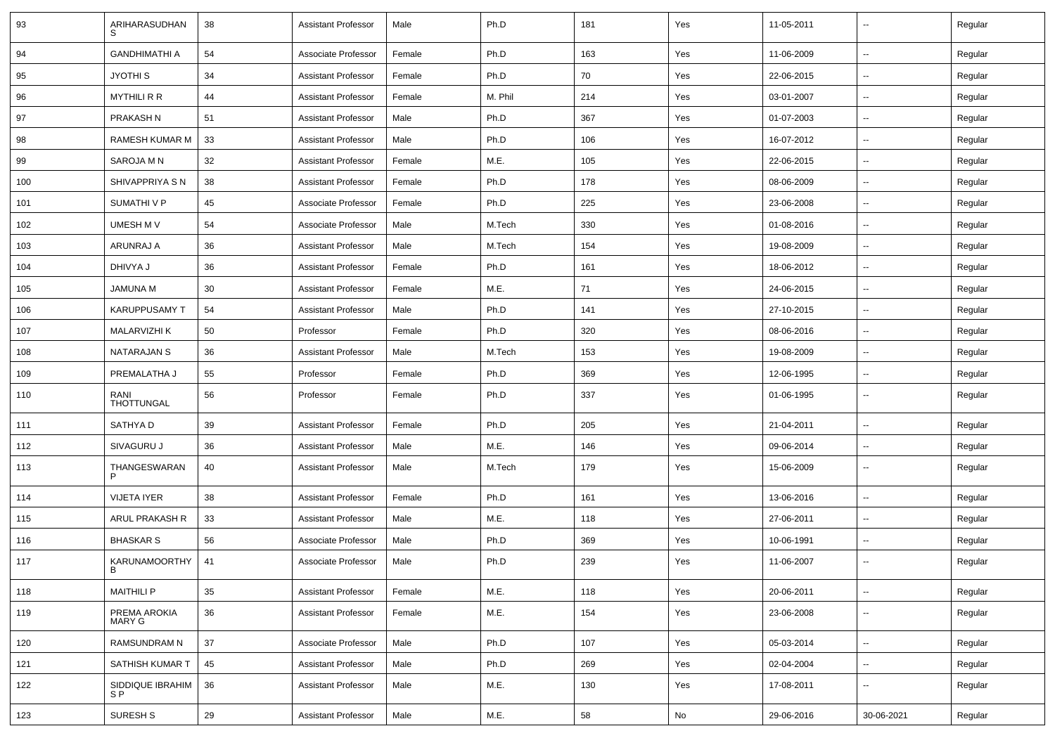| 93 | ARIHARASUDHAN S | 38 | Assistant Professor | Male | Ph.D | 181 | Yes | 11-05-2011 | -- | Regular |
|---|---|---|---|---|---|---|---|---|---|---|
| 94 | GANDHIMATHI A | 54 | Associate Professor | Female | Ph.D | 163 | Yes | 11-06-2009 | -- | Regular |
| 95 | JYOTHI S | 34 | Assistant Professor | Female | Ph.D | 70 | Yes | 22-06-2015 | -- | Regular |
| 96 | MYTHILI R R | 44 | Assistant Professor | Female | M. Phil | 214 | Yes | 03-01-2007 | -- | Regular |
| 97 | PRAKASH N | 51 | Assistant Professor | Male | Ph.D | 367 | Yes | 01-07-2003 | -- | Regular |
| 98 | RAMESH KUMAR M | 33 | Assistant Professor | Male | Ph.D | 106 | Yes | 16-07-2012 | -- | Regular |
| 99 | SAROJA M N | 32 | Assistant Professor | Female | M.E. | 105 | Yes | 22-06-2015 | -- | Regular |
| 100 | SHIVAPPRIYA S N | 38 | Assistant Professor | Female | Ph.D | 178 | Yes | 08-06-2009 | -- | Regular |
| 101 | SUMATHI V P | 45 | Associate Professor | Female | Ph.D | 225 | Yes | 23-06-2008 | -- | Regular |
| 102 | UMESH M V | 54 | Associate Professor | Male | M.Tech | 330 | Yes | 01-08-2016 | -- | Regular |
| 103 | ARUNRAJ A | 36 | Assistant Professor | Male | M.Tech | 154 | Yes | 19-08-2009 | -- | Regular |
| 104 | DHIVYA J | 36 | Assistant Professor | Female | Ph.D | 161 | Yes | 18-06-2012 | -- | Regular |
| 105 | JAMUNA M | 30 | Assistant Professor | Female | M.E. | 71 | Yes | 24-06-2015 | -- | Regular |
| 106 | KARUPPUSAMY T | 54 | Assistant Professor | Male | Ph.D | 141 | Yes | 27-10-2015 | -- | Regular |
| 107 | MALARVIZHI K | 50 | Professor | Female | Ph.D | 320 | Yes | 08-06-2016 | -- | Regular |
| 108 | NATARAJAN S | 36 | Assistant Professor | Male | M.Tech | 153 | Yes | 19-08-2009 | -- | Regular |
| 109 | PREMALATHA J | 55 | Professor | Female | Ph.D | 369 | Yes | 12-06-1995 | -- | Regular |
| 110 | RANI THOTTUNGAL | 56 | Professor | Female | Ph.D | 337 | Yes | 01-06-1995 | -- | Regular |
| 111 | SATHYA D | 39 | Assistant Professor | Female | Ph.D | 205 | Yes | 21-04-2011 | -- | Regular |
| 112 | SIVAGURU J | 36 | Assistant Professor | Male | M.E. | 146 | Yes | 09-06-2014 | -- | Regular |
| 113 | THANGESWARAN P | 40 | Assistant Professor | Male | M.Tech | 179 | Yes | 15-06-2009 | -- | Regular |
| 114 | VIJETA IYER | 38 | Assistant Professor | Female | Ph.D | 161 | Yes | 13-06-2016 | -- | Regular |
| 115 | ARUL PRAKASH R | 33 | Assistant Professor | Male | M.E. | 118 | Yes | 27-06-2011 | -- | Regular |
| 116 | BHASKAR S | 56 | Associate Professor | Male | Ph.D | 369 | Yes | 10-06-1991 | -- | Regular |
| 117 | KARUNAMOORTHY B | 41 | Associate Professor | Male | Ph.D | 239 | Yes | 11-06-2007 | -- | Regular |
| 118 | MAITHILI P | 35 | Assistant Professor | Female | M.E. | 118 | Yes | 20-06-2011 | -- | Regular |
| 119 | PREMA AROKIA MARY G | 36 | Assistant Professor | Female | M.E. | 154 | Yes | 23-06-2008 | -- | Regular |
| 120 | RAMSUNDRAM N | 37 | Associate Professor | Male | Ph.D | 107 | Yes | 05-03-2014 | -- | Regular |
| 121 | SATHISH KUMAR T | 45 | Assistant Professor | Male | Ph.D | 269 | Yes | 02-04-2004 | -- | Regular |
| 122 | SIDDIQUE IBRAHIM S P | 36 | Assistant Professor | Male | M.E. | 130 | Yes | 17-08-2011 | -- | Regular |
| 123 | SURESH S | 29 | Assistant Professor | Male | M.E. | 58 | No | 29-06-2016 | 30-06-2021 | Regular |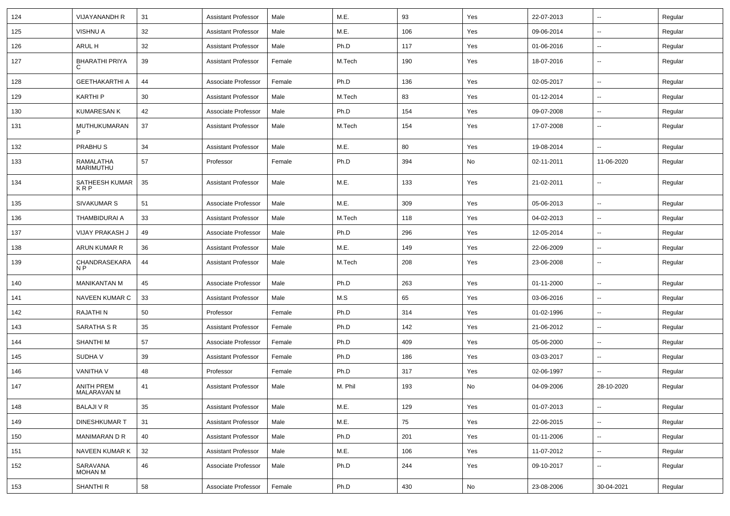| 124 | VIJAYANANDH R | 31 | Assistant Professor | Male | M.E. | 93 | Yes | 22-07-2013 | -- | Regular |
|---|---|---|---|---|---|---|---|---|---|---|
| 125 | VISHNU A | 32 | Assistant Professor | Male | M.E. | 106 | Yes | 09-06-2014 | -- | Regular |
| 126 | ARUL H | 32 | Assistant Professor | Male | Ph.D | 117 | Yes | 01-06-2016 | -- | Regular |
| 127 | BHARATHI PRIYA C | 39 | Assistant Professor | Female | M.Tech | 190 | Yes | 18-07-2016 | -- | Regular |
| 128 | GEETHAKARTHI A | 44 | Associate Professor | Female | Ph.D | 136 | Yes | 02-05-2017 | -- | Regular |
| 129 | KARTHI P | 30 | Assistant Professor | Male | M.Tech | 83 | Yes | 01-12-2014 | -- | Regular |
| 130 | KUMARESAN K | 42 | Associate Professor | Male | Ph.D | 154 | Yes | 09-07-2008 | -- | Regular |
| 131 | MUTHUKUMARAN P | 37 | Assistant Professor | Male | M.Tech | 154 | Yes | 17-07-2008 | -- | Regular |
| 132 | PRABHU S | 34 | Assistant Professor | Male | M.E. | 80 | Yes | 19-08-2014 | -- | Regular |
| 133 | RAMALATHA MARIMUTHU | 57 | Professor | Female | Ph.D | 394 | No | 02-11-2011 | 11-06-2020 | Regular |
| 134 | SATHEESH KUMAR K R P | 35 | Assistant Professor | Male | M.E. | 133 | Yes | 21-02-2011 | -- | Regular |
| 135 | SIVAKUMAR S | 51 | Associate Professor | Male | M.E. | 309 | Yes | 05-06-2013 | -- | Regular |
| 136 | THAMBIDURAI A | 33 | Assistant Professor | Male | M.Tech | 118 | Yes | 04-02-2013 | -- | Regular |
| 137 | VIJAY PRAKASH J | 49 | Associate Professor | Male | Ph.D | 296 | Yes | 12-05-2014 | -- | Regular |
| 138 | ARUN KUMAR R | 36 | Assistant Professor | Male | M.E. | 149 | Yes | 22-06-2009 | -- | Regular |
| 139 | CHANDRASEKARA N P | 44 | Assistant Professor | Male | M.Tech | 208 | Yes | 23-06-2008 | -- | Regular |
| 140 | MANIKANTAN M | 45 | Associate Professor | Male | Ph.D | 263 | Yes | 01-11-2000 | -- | Regular |
| 141 | NAVEEN KUMAR C | 33 | Assistant Professor | Male | M.S | 65 | Yes | 03-06-2016 | -- | Regular |
| 142 | RAJATHI N | 50 | Professor | Female | Ph.D | 314 | Yes | 01-02-1996 | -- | Regular |
| 143 | SARATHA S R | 35 | Assistant Professor | Female | Ph.D | 142 | Yes | 21-06-2012 | -- | Regular |
| 144 | SHANTHI M | 57 | Associate Professor | Female | Ph.D | 409 | Yes | 05-06-2000 | -- | Regular |
| 145 | SUDHA V | 39 | Assistant Professor | Female | Ph.D | 186 | Yes | 03-03-2017 | -- | Regular |
| 146 | VANITHA V | 48 | Professor | Female | Ph.D | 317 | Yes | 02-06-1997 | -- | Regular |
| 147 | ANITH PREM MALARAVAN M | 41 | Assistant Professor | Male | M. Phil | 193 | No | 04-09-2006 | 28-10-2020 | Regular |
| 148 | BALAJI V R | 35 | Assistant Professor | Male | M.E. | 129 | Yes | 01-07-2013 | -- | Regular |
| 149 | DINESHKUMAR T | 31 | Assistant Professor | Male | M.E. | 75 | Yes | 22-06-2015 | -- | Regular |
| 150 | MANIMARAN D R | 40 | Assistant Professor | Male | Ph.D | 201 | Yes | 01-11-2006 | -- | Regular |
| 151 | NAVEEN KUMAR K | 32 | Assistant Professor | Male | M.E. | 106 | Yes | 11-07-2012 | -- | Regular |
| 152 | SARAVANA MOHAN M | 46 | Associate Professor | Male | Ph.D | 244 | Yes | 09-10-2017 | -- | Regular |
| 153 | SHANTHI R | 58 | Associate Professor | Female | Ph.D | 430 | No | 23-08-2006 | 30-04-2021 | Regular |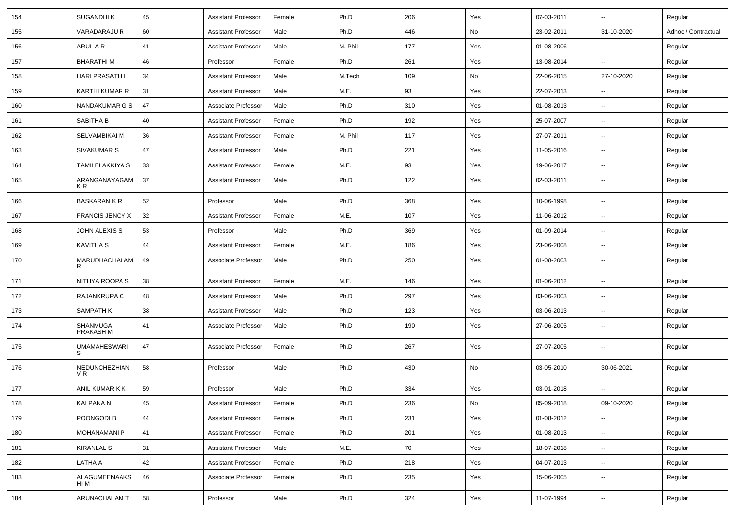| 154 | SUGANDHI K | 45 | Assistant Professor | Female | Ph.D | 206 | Yes | 07-03-2011 | -- | Regular |
|---|---|---|---|---|---|---|---|---|---|---|
| 155 | VARADARAJU R | 60 | Assistant Professor | Male | Ph.D | 446 | No | 23-02-2011 | 31-10-2020 | Adhoc / Contractual |
| 156 | ARUL A R | 41 | Assistant Professor | Male | M. Phil | 177 | Yes | 01-08-2006 | -- | Regular |
| 157 | BHARATHI M | 46 | Professor | Female | Ph.D | 261 | Yes | 13-08-2014 | -- | Regular |
| 158 | HARI PRASATH L | 34 | Assistant Professor | Male | M.Tech | 109 | No | 22-06-2015 | 27-10-2020 | Regular |
| 159 | KARTHI KUMAR R | 31 | Assistant Professor | Male | M.E. | 93 | Yes | 22-07-2013 | -- | Regular |
| 160 | NANDAKUMAR G S | 47 | Associate Professor | Male | Ph.D | 310 | Yes | 01-08-2013 | -- | Regular |
| 161 | SABITHA B | 40 | Assistant Professor | Female | Ph.D | 192 | Yes | 25-07-2007 | -- | Regular |
| 162 | SELVAMBIKAI M | 36 | Assistant Professor | Female | M. Phil | 117 | Yes | 27-07-2011 | -- | Regular |
| 163 | SIVAKUMAR S | 47 | Assistant Professor | Male | Ph.D | 221 | Yes | 11-05-2016 | -- | Regular |
| 164 | TAMILELAKKIYA S | 33 | Assistant Professor | Female | M.E. | 93 | Yes | 19-06-2017 | -- | Regular |
| 165 | ARANGANAYAGAM K R | 37 | Assistant Professor | Male | Ph.D | 122 | Yes | 02-03-2011 | -- | Regular |
| 166 | BASKARAN K R | 52 | Professor | Male | Ph.D | 368 | Yes | 10-06-1998 | -- | Regular |
| 167 | FRANCIS JENCY X | 32 | Assistant Professor | Female | M.E. | 107 | Yes | 11-06-2012 | -- | Regular |
| 168 | JOHN ALEXIS S | 53 | Professor | Male | Ph.D | 369 | Yes | 01-09-2014 | -- | Regular |
| 169 | KAVITHA S | 44 | Assistant Professor | Female | M.E. | 186 | Yes | 23-06-2008 | -- | Regular |
| 170 | MARUDHACHALAM R | 49 | Associate Professor | Male | Ph.D | 250 | Yes | 01-08-2003 | -- | Regular |
| 171 | NITHYA ROOPA S | 38 | Assistant Professor | Female | M.E. | 146 | Yes | 01-06-2012 | -- | Regular |
| 172 | RAJANKRUPA C | 48 | Assistant Professor | Male | Ph.D | 297 | Yes | 03-06-2003 | -- | Regular |
| 173 | SAMPATH K | 38 | Assistant Professor | Male | Ph.D | 123 | Yes | 03-06-2013 | -- | Regular |
| 174 | SHANMUGA PRAKASH M | 41 | Associate Professor | Male | Ph.D | 190 | Yes | 27-06-2005 | -- | Regular |
| 175 | UMAMAHESWARI S | 47 | Associate Professor | Female | Ph.D | 267 | Yes | 27-07-2005 | -- | Regular |
| 176 | NEDUNCHEZHIAN V R | 58 | Professor | Male | Ph.D | 430 | No | 03-05-2010 | 30-06-2021 | Regular |
| 177 | ANIL KUMAR K K | 59 | Professor | Male | Ph.D | 334 | Yes | 03-01-2018 | -- | Regular |
| 178 | KALPANA N | 45 | Assistant Professor | Female | Ph.D | 236 | No | 05-09-2018 | 09-10-2020 | Regular |
| 179 | POONGODI B | 44 | Assistant Professor | Female | Ph.D | 231 | Yes | 01-08-2012 | -- | Regular |
| 180 | MOHANAMANI P | 41 | Assistant Professor | Female | Ph.D | 201 | Yes | 01-08-2013 | -- | Regular |
| 181 | KIRANLAL S | 31 | Assistant Professor | Male | M.E. | 70 | Yes | 18-07-2018 | -- | Regular |
| 182 | LATHA A | 42 | Assistant Professor | Female | Ph.D | 218 | Yes | 04-07-2013 | -- | Regular |
| 183 | ALAGUMEENAAKSHI M | 46 | Associate Professor | Female | Ph.D | 235 | Yes | 15-06-2005 | -- | Regular |
| 184 | ARUNACHALAM T | 58 | Professor | Male | Ph.D | 324 | Yes | 11-07-1994 | -- | Regular |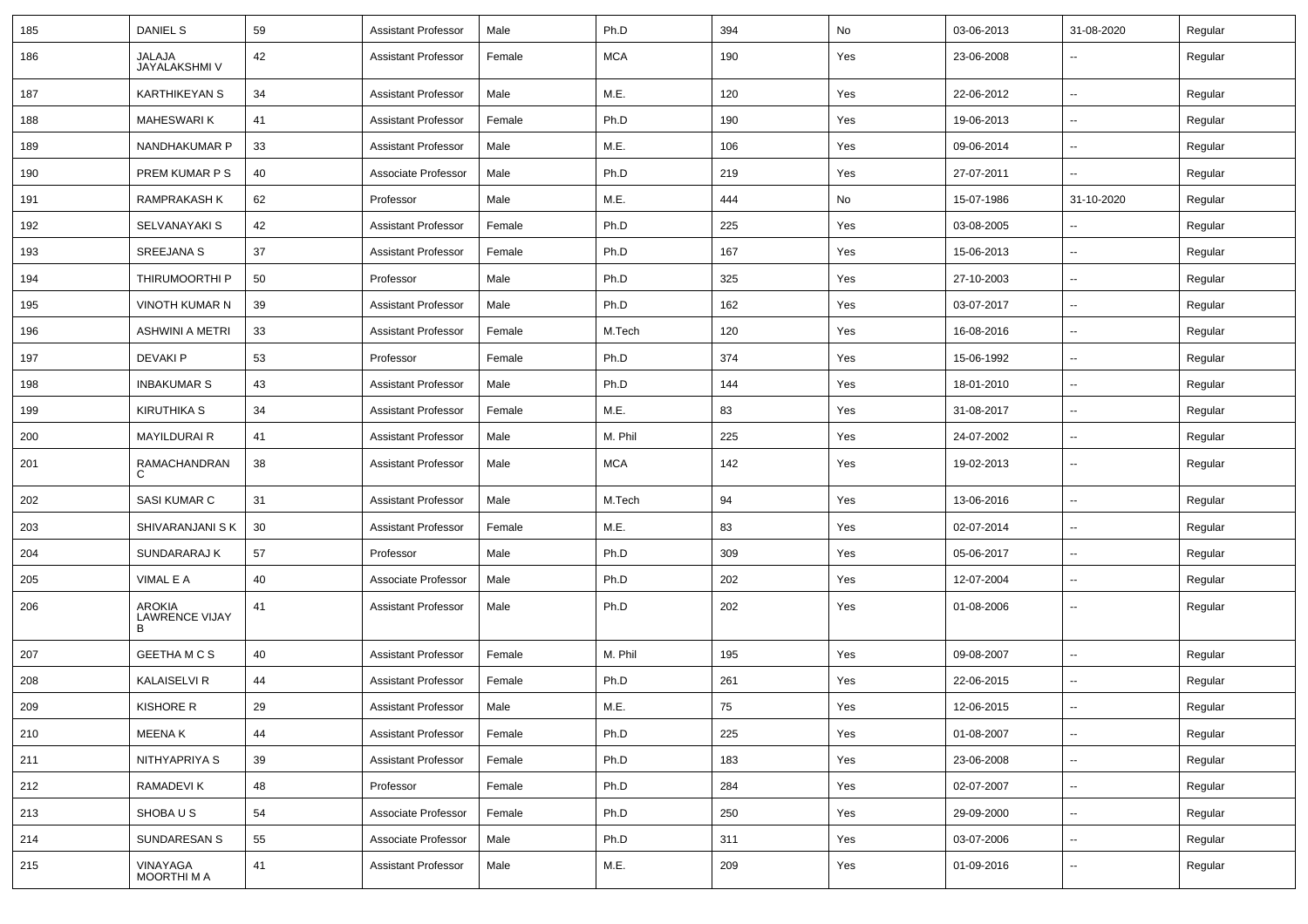| 185 | DANIEL S | 59 | Assistant Professor | Male | Ph.D | 394 | No | 03-06-2013 | 31-08-2020 | Regular |
|---|---|---|---|---|---|---|---|---|---|---|
| 186 | JALAJA JAYALAKSHMI V | 42 | Assistant Professor | Female | MCA | 190 | Yes | 23-06-2008 | -- | Regular |
| 187 | KARTHIKEYAN S | 34 | Assistant Professor | Male | M.E. | 120 | Yes | 22-06-2012 | -- | Regular |
| 188 | MAHESWARI K | 41 | Assistant Professor | Female | Ph.D | 190 | Yes | 19-06-2013 | -- | Regular |
| 189 | NANDHAKUMAR P | 33 | Assistant Professor | Male | M.E. | 106 | Yes | 09-06-2014 | -- | Regular |
| 190 | PREM KUMAR P S | 40 | Associate Professor | Male | Ph.D | 219 | Yes | 27-07-2011 | -- | Regular |
| 191 | RAMPRAKASH K | 62 | Professor | Male | M.E. | 444 | No | 15-07-1986 | 31-10-2020 | Regular |
| 192 | SELVANAYAKI S | 42 | Assistant Professor | Female | Ph.D | 225 | Yes | 03-08-2005 | -- | Regular |
| 193 | SREEJANA S | 37 | Assistant Professor | Female | Ph.D | 167 | Yes | 15-06-2013 | -- | Regular |
| 194 | THIRUMOORTHI P | 50 | Professor | Male | Ph.D | 325 | Yes | 27-10-2003 | -- | Regular |
| 195 | VINOTH KUMAR N | 39 | Assistant Professor | Male | Ph.D | 162 | Yes | 03-07-2017 | -- | Regular |
| 196 | ASHWINI A METRI | 33 | Assistant Professor | Female | M.Tech | 120 | Yes | 16-08-2016 | -- | Regular |
| 197 | DEVAKI P | 53 | Professor | Female | Ph.D | 374 | Yes | 15-06-1992 | -- | Regular |
| 198 | INBAKUMAR S | 43 | Assistant Professor | Male | Ph.D | 144 | Yes | 18-01-2010 | -- | Regular |
| 199 | KIRUTHIKA S | 34 | Assistant Professor | Female | M.E. | 83 | Yes | 31-08-2017 | -- | Regular |
| 200 | MAYILDURAI R | 41 | Assistant Professor | Male | M. Phil | 225 | Yes | 24-07-2002 | -- | Regular |
| 201 | RAMACHANDRAN C | 38 | Assistant Professor | Male | MCA | 142 | Yes | 19-02-2013 | -- | Regular |
| 202 | SASI KUMAR C | 31 | Assistant Professor | Male | M.Tech | 94 | Yes | 13-06-2016 | -- | Regular |
| 203 | SHIVARANJANI S K | 30 | Assistant Professor | Female | M.E. | 83 | Yes | 02-07-2014 | -- | Regular |
| 204 | SUNDARARAJ K | 57 | Professor | Male | Ph.D | 309 | Yes | 05-06-2017 | -- | Regular |
| 205 | VIMAL E A | 40 | Associate Professor | Male | Ph.D | 202 | Yes | 12-07-2004 | -- | Regular |
| 206 | AROKIA LAWRENCE VIJAY B | 41 | Assistant Professor | Male | Ph.D | 202 | Yes | 01-08-2006 | -- | Regular |
| 207 | GEETHA M C S | 40 | Assistant Professor | Female | M. Phil | 195 | Yes | 09-08-2007 | -- | Regular |
| 208 | KALAISELVI R | 44 | Assistant Professor | Female | Ph.D | 261 | Yes | 22-06-2015 | -- | Regular |
| 209 | KISHORE R | 29 | Assistant Professor | Male | M.E. | 75 | Yes | 12-06-2015 | -- | Regular |
| 210 | MEENA K | 44 | Assistant Professor | Female | Ph.D | 225 | Yes | 01-08-2007 | -- | Regular |
| 211 | NITHYAPRIYA S | 39 | Assistant Professor | Female | Ph.D | 183 | Yes | 23-06-2008 | -- | Regular |
| 212 | RAMADEVI K | 48 | Professor | Female | Ph.D | 284 | Yes | 02-07-2007 | -- | Regular |
| 213 | SHOBA U S | 54 | Associate Professor | Female | Ph.D | 250 | Yes | 29-09-2000 | -- | Regular |
| 214 | SUNDARESAN S | 55 | Associate Professor | Male | Ph.D | 311 | Yes | 03-07-2006 | -- | Regular |
| 215 | VINAYAGA MOORTHI M A | 41 | Assistant Professor | Male | M.E. | 209 | Yes | 01-09-2016 | -- | Regular |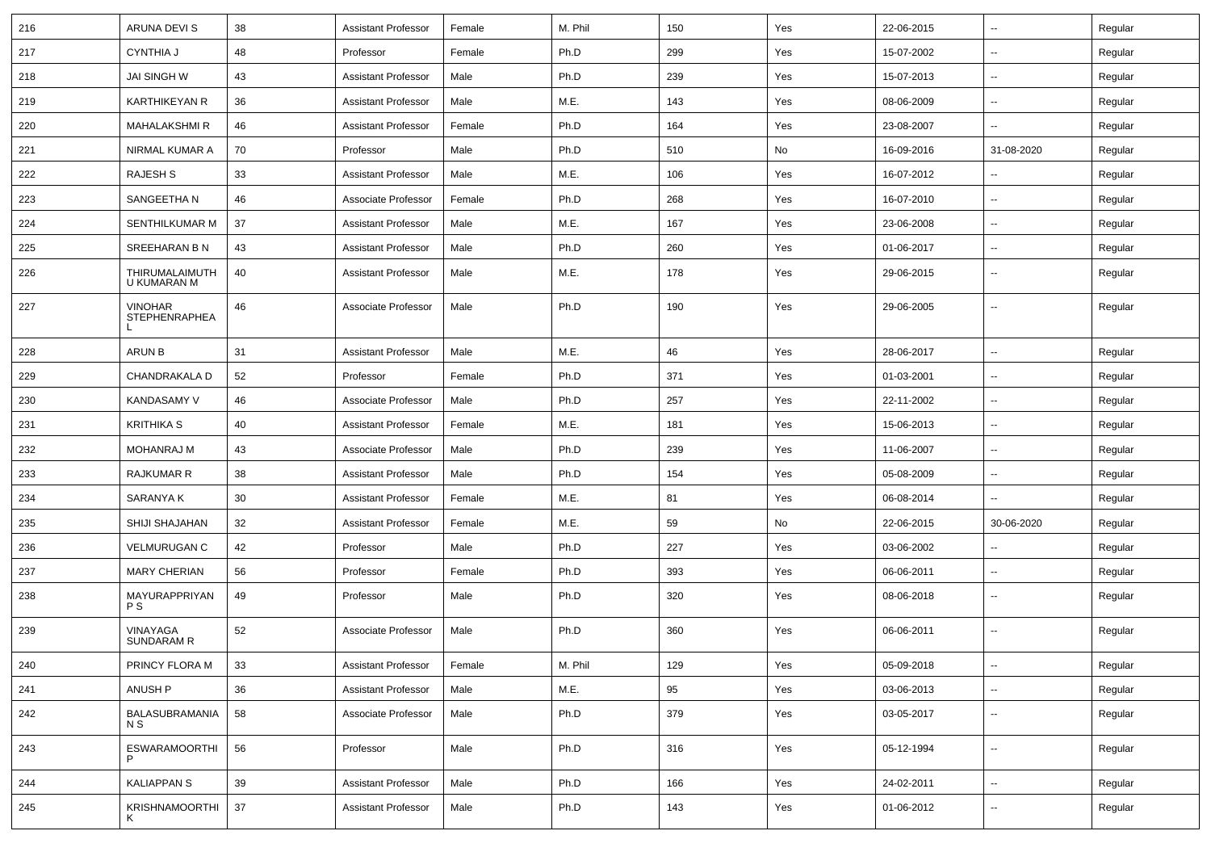| 216 | ARUNA DEVI S | 38 | Assistant Professor | Female | M. Phil | 150 | Yes | 22-06-2015 | -- | Regular |
|---|---|---|---|---|---|---|---|---|---|---|
| 217 | CYNTHIA J | 48 | Professor | Female | Ph.D | 299 | Yes | 15-07-2002 | -- | Regular |
| 218 | JAI SINGH W | 43 | Assistant Professor | Male | Ph.D | 239 | Yes | 15-07-2013 | -- | Regular |
| 219 | KARTHIKEYAN R | 36 | Assistant Professor | Male | M.E. | 143 | Yes | 08-06-2009 | -- | Regular |
| 220 | MAHALAKSHMI R | 46 | Assistant Professor | Female | Ph.D | 164 | Yes | 23-08-2007 | -- | Regular |
| 221 | NIRMAL KUMAR A | 70 | Professor | Male | Ph.D | 510 | No | 16-09-2016 | 31-08-2020 | Regular |
| 222 | RAJESH S | 33 | Assistant Professor | Male | M.E. | 106 | Yes | 16-07-2012 | -- | Regular |
| 223 | SANGEETHA N | 46 | Associate Professor | Female | Ph.D | 268 | Yes | 16-07-2010 | -- | Regular |
| 224 | SENTHILKUMAR M | 37 | Assistant Professor | Male | M.E. | 167 | Yes | 23-06-2008 | -- | Regular |
| 225 | SREEHARAN B N | 43 | Assistant Professor | Male | Ph.D | 260 | Yes | 01-06-2017 | -- | Regular |
| 226 | THIRUMALAIMUTHU KUMARAN M | 40 | Assistant Professor | Male | M.E. | 178 | Yes | 29-06-2015 | -- | Regular |
| 227 | VINOHAR STEPHENRAPHEAL | 46 | Associate Professor | Male | Ph.D | 190 | Yes | 29-06-2005 | -- | Regular |
| 228 | ARUN B | 31 | Assistant Professor | Male | M.E. | 46 | Yes | 28-06-2017 | -- | Regular |
| 229 | CHANDRAKALA D | 52 | Professor | Female | Ph.D | 371 | Yes | 01-03-2001 | -- | Regular |
| 230 | KANDASAMY V | 46 | Associate Professor | Male | Ph.D | 257 | Yes | 22-11-2002 | -- | Regular |
| 231 | KRITHIKA S | 40 | Assistant Professor | Female | M.E. | 181 | Yes | 15-06-2013 | -- | Regular |
| 232 | MOHANRAJ M | 43 | Associate Professor | Male | Ph.D | 239 | Yes | 11-06-2007 | -- | Regular |
| 233 | RAJKUMAR R | 38 | Assistant Professor | Male | Ph.D | 154 | Yes | 05-08-2009 | -- | Regular |
| 234 | SARANYA K | 30 | Assistant Professor | Female | M.E. | 81 | Yes | 06-08-2014 | -- | Regular |
| 235 | SHIJI SHAJAHAN | 32 | Assistant Professor | Female | M.E. | 59 | No | 22-06-2015 | 30-06-2020 | Regular |
| 236 | VELMURUGAN C | 42 | Professor | Male | Ph.D | 227 | Yes | 03-06-2002 | -- | Regular |
| 237 | MARY CHERIAN | 56 | Professor | Female | Ph.D | 393 | Yes | 06-06-2011 | -- | Regular |
| 238 | MAYURAPPRIYAN P S | 49 | Professor | Male | Ph.D | 320 | Yes | 08-06-2018 | -- | Regular |
| 239 | VINAYAGA SUNDARAM R | 52 | Associate Professor | Male | Ph.D | 360 | Yes | 06-06-2011 | -- | Regular |
| 240 | PRINCY FLORA M | 33 | Assistant Professor | Female | M. Phil | 129 | Yes | 05-09-2018 | -- | Regular |
| 241 | ANUSH P | 36 | Assistant Professor | Male | M.E. | 95 | Yes | 03-06-2013 | -- | Regular |
| 242 | BALASUBRAMANIAN S | 58 | Associate Professor | Male | Ph.D | 379 | Yes | 03-05-2017 | -- | Regular |
| 243 | ESWARAMOORTHI P | 56 | Professor | Male | Ph.D | 316 | Yes | 05-12-1994 | -- | Regular |
| 244 | KALIAPPAN S | 39 | Assistant Professor | Male | Ph.D | 166 | Yes | 24-02-2011 | -- | Regular |
| 245 | KRISHNAMOORTHI K | 37 | Assistant Professor | Male | Ph.D | 143 | Yes | 01-06-2012 | -- | Regular |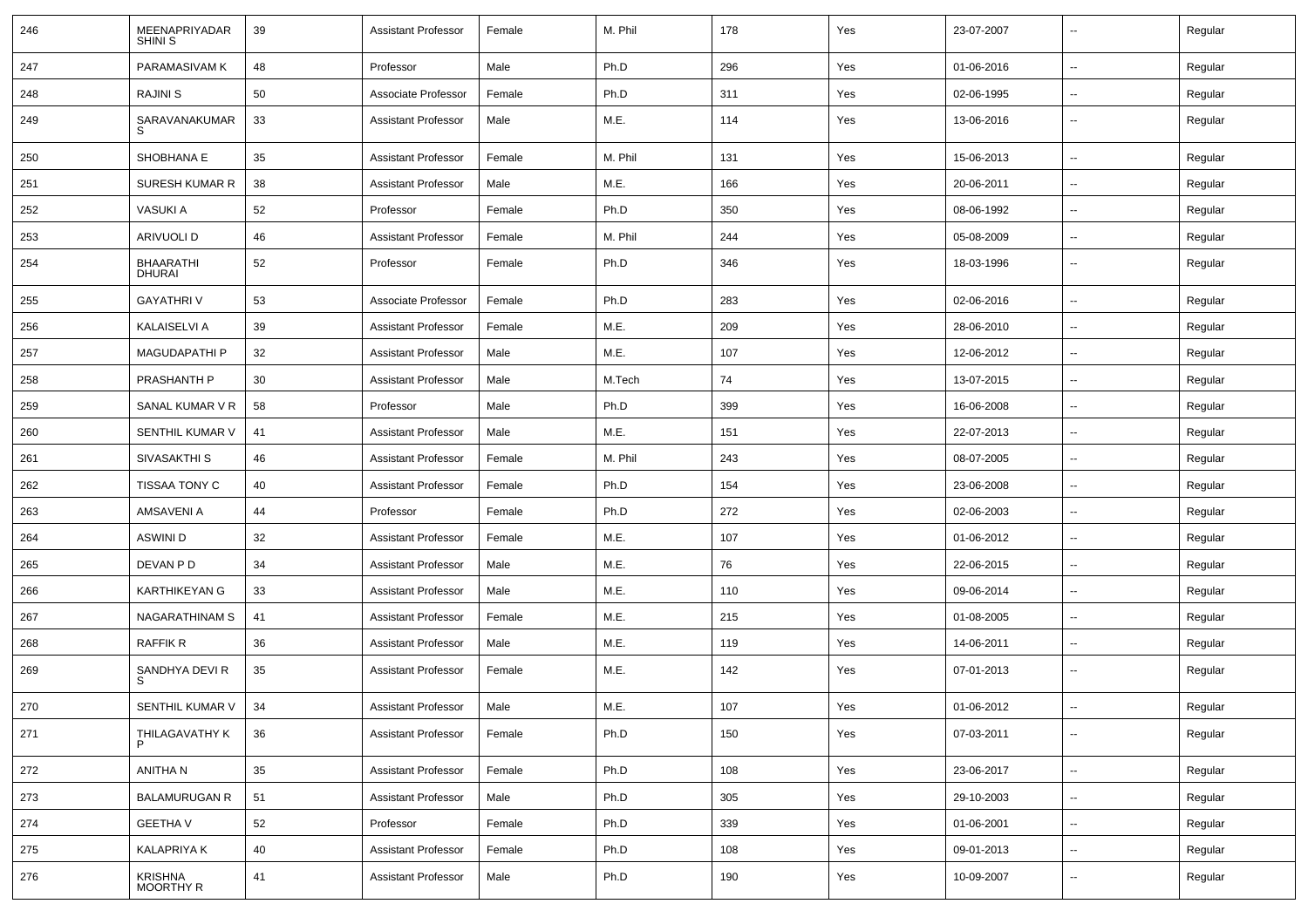| 246 | MEENAPRIYADAR SHINI S | 39 | Assistant Professor | Female | M. Phil | 178 | Yes | 23-07-2007 | -- | Regular |
|---|---|---|---|---|---|---|---|---|---|---|
| 247 | PARAMASIVAM K | 48 | Professor | Male | Ph.D | 296 | Yes | 01-06-2016 | -- | Regular |
| 248 | RAJINI S | 50 | Associate Professor | Female | Ph.D | 311 | Yes | 02-06-1995 | -- | Regular |
| 249 | SARAVANAKUMAR S | 33 | Assistant Professor | Male | M.E. | 114 | Yes | 13-06-2016 | -- | Regular |
| 250 | SHOBHANA E | 35 | Assistant Professor | Female | M. Phil | 131 | Yes | 15-06-2013 | -- | Regular |
| 251 | SURESH KUMAR R | 38 | Assistant Professor | Male | M.E. | 166 | Yes | 20-06-2011 | -- | Regular |
| 252 | VASUKI A | 52 | Professor | Female | Ph.D | 350 | Yes | 08-06-1992 | -- | Regular |
| 253 | ARIVUOLI D | 46 | Assistant Professor | Female | M. Phil | 244 | Yes | 05-08-2009 | -- | Regular |
| 254 | BHAARATHI DHURAI | 52 | Professor | Female | Ph.D | 346 | Yes | 18-03-1996 | -- | Regular |
| 255 | GAYATHRI V | 53 | Associate Professor | Female | Ph.D | 283 | Yes | 02-06-2016 | -- | Regular |
| 256 | KALAISELVI A | 39 | Assistant Professor | Female | M.E. | 209 | Yes | 28-06-2010 | -- | Regular |
| 257 | MAGUDAPATHI P | 32 | Assistant Professor | Male | M.E. | 107 | Yes | 12-06-2012 | -- | Regular |
| 258 | PRASHANTH P | 30 | Assistant Professor | Male | M.Tech | 74 | Yes | 13-07-2015 | -- | Regular |
| 259 | SANAL KUMAR V R | 58 | Professor | Male | Ph.D | 399 | Yes | 16-06-2008 | -- | Regular |
| 260 | SENTHIL KUMAR V | 41 | Assistant Professor | Male | M.E. | 151 | Yes | 22-07-2013 | -- | Regular |
| 261 | SIVASAKTHI S | 46 | Assistant Professor | Female | M. Phil | 243 | Yes | 08-07-2005 | -- | Regular |
| 262 | TISSAA TONY C | 40 | Assistant Professor | Female | Ph.D | 154 | Yes | 23-06-2008 | -- | Regular |
| 263 | AMSAVENI A | 44 | Professor | Female | Ph.D | 272 | Yes | 02-06-2003 | -- | Regular |
| 264 | ASWINI D | 32 | Assistant Professor | Female | M.E. | 107 | Yes | 01-06-2012 | -- | Regular |
| 265 | DEVAN P D | 34 | Assistant Professor | Male | M.E. | 76 | Yes | 22-06-2015 | -- | Regular |
| 266 | KARTHIKEYAN G | 33 | Assistant Professor | Male | M.E. | 110 | Yes | 09-06-2014 | -- | Regular |
| 267 | NAGARATHINAM S | 41 | Assistant Professor | Female | M.E. | 215 | Yes | 01-08-2005 | -- | Regular |
| 268 | RAFFIK R | 36 | Assistant Professor | Male | M.E. | 119 | Yes | 14-06-2011 | -- | Regular |
| 269 | SANDHYA DEVI R S | 35 | Assistant Professor | Female | M.E. | 142 | Yes | 07-01-2013 | -- | Regular |
| 270 | SENTHIL KUMAR V | 34 | Assistant Professor | Male | M.E. | 107 | Yes | 01-06-2012 | -- | Regular |
| 271 | THILAGAVATHY K P | 36 | Assistant Professor | Female | Ph.D | 150 | Yes | 07-03-2011 | -- | Regular |
| 272 | ANITHA N | 35 | Assistant Professor | Female | Ph.D | 108 | Yes | 23-06-2017 | -- | Regular |
| 273 | BALAMURUGAN R | 51 | Assistant Professor | Male | Ph.D | 305 | Yes | 29-10-2003 | -- | Regular |
| 274 | GEETHA V | 52 | Professor | Female | Ph.D | 339 | Yes | 01-06-2001 | -- | Regular |
| 275 | KALAPRIYA K | 40 | Assistant Professor | Female | Ph.D | 108 | Yes | 09-01-2013 | -- | Regular |
| 276 | KRISHNA MOORTHY R | 41 | Assistant Professor | Male | Ph.D | 190 | Yes | 10-09-2007 | -- | Regular |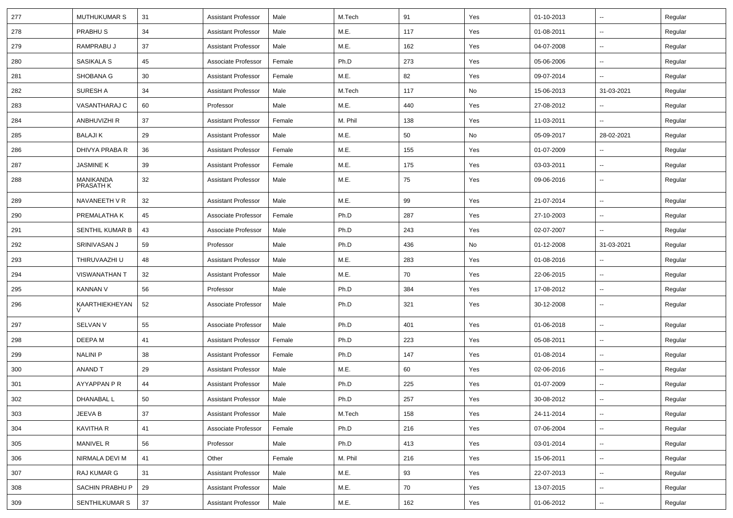| 277 | MUTHUKUMAR S | 31 | Assistant Professor | Male | M.Tech | 91 | Yes | 01-10-2013 | -- | Regular |
|---|---|---|---|---|---|---|---|---|---|---|
| 278 | PRABHU S | 34 | Assistant Professor | Male | M.E. | 117 | Yes | 01-08-2011 | -- | Regular |
| 279 | RAMPRABU J | 37 | Assistant Professor | Male | M.E. | 162 | Yes | 04-07-2008 | -- | Regular |
| 280 | SASIKALA S | 45 | Associate Professor | Female | Ph.D | 273 | Yes | 05-06-2006 | -- | Regular |
| 281 | SHOBANA G | 30 | Assistant Professor | Female | M.E. | 82 | Yes | 09-07-2014 | -- | Regular |
| 282 | SURESH A | 34 | Assistant Professor | Male | M.Tech | 117 | No | 15-06-2013 | 31-03-2021 | Regular |
| 283 | VASANTHARAJ C | 60 | Professor | Male | M.E. | 440 | Yes | 27-08-2012 | -- | Regular |
| 284 | ANBHUVIZHI R | 37 | Assistant Professor | Female | M. Phil | 138 | Yes | 11-03-2011 | -- | Regular |
| 285 | BALAJI K | 29 | Assistant Professor | Male | M.E. | 50 | No | 05-09-2017 | 28-02-2021 | Regular |
| 286 | DHIVYA PRABA R | 36 | Assistant Professor | Female | M.E. | 155 | Yes | 01-07-2009 | -- | Regular |
| 287 | JASMINE K | 39 | Assistant Professor | Female | M.E. | 175 | Yes | 03-03-2011 | -- | Regular |
| 288 | MANIKANDA PRASATH K | 32 | Assistant Professor | Male | M.E. | 75 | Yes | 09-06-2016 | -- | Regular |
| 289 | NAVANEETH V R | 32 | Assistant Professor | Male | M.E. | 99 | Yes | 21-07-2014 | -- | Regular |
| 290 | PREMALATHA K | 45 | Associate Professor | Female | Ph.D | 287 | Yes | 27-10-2003 | -- | Regular |
| 291 | SENTHIL KUMAR B | 43 | Associate Professor | Male | Ph.D | 243 | Yes | 02-07-2007 | -- | Regular |
| 292 | SRINIVASAN J | 59 | Professor | Male | Ph.D | 436 | No | 01-12-2008 | 31-03-2021 | Regular |
| 293 | THIRUVAAZHI U | 48 | Assistant Professor | Male | M.E. | 283 | Yes | 01-08-2016 | -- | Regular |
| 294 | VISWANATHAN T | 32 | Assistant Professor | Male | M.E. | 70 | Yes | 22-06-2015 | -- | Regular |
| 295 | KANNAN V | 56 | Professor | Male | Ph.D | 384 | Yes | 17-08-2012 | -- | Regular |
| 296 | KAARTHIEKHEYAN V | 52 | Associate Professor | Male | Ph.D | 321 | Yes | 30-12-2008 | -- | Regular |
| 297 | SELVAN V | 55 | Associate Professor | Male | Ph.D | 401 | Yes | 01-06-2018 | -- | Regular |
| 298 | DEEPA M | 41 | Assistant Professor | Female | Ph.D | 223 | Yes | 05-08-2011 | -- | Regular |
| 299 | NALINI P | 38 | Assistant Professor | Female | Ph.D | 147 | Yes | 01-08-2014 | -- | Regular |
| 300 | ANAND T | 29 | Assistant Professor | Male | M.E. | 60 | Yes | 02-06-2016 | -- | Regular |
| 301 | AYYAPPAN P R | 44 | Assistant Professor | Male | Ph.D | 225 | Yes | 01-07-2009 | -- | Regular |
| 302 | DHANABAL L | 50 | Assistant Professor | Male | Ph.D | 257 | Yes | 30-08-2012 | -- | Regular |
| 303 | JEEVA B | 37 | Assistant Professor | Male | M.Tech | 158 | Yes | 24-11-2014 | -- | Regular |
| 304 | KAVITHA R | 41 | Associate Professor | Female | Ph.D | 216 | Yes | 07-06-2004 | -- | Regular |
| 305 | MANIVEL R | 56 | Professor | Male | Ph.D | 413 | Yes | 03-01-2014 | -- | Regular |
| 306 | NIRMALA DEVI M | 41 | Other | Female | M. Phil | 216 | Yes | 15-06-2011 | -- | Regular |
| 307 | RAJ KUMAR G | 31 | Assistant Professor | Male | M.E. | 93 | Yes | 22-07-2013 | -- | Regular |
| 308 | SACHIN PRABHU P | 29 | Assistant Professor | Male | M.E. | 70 | Yes | 13-07-2015 | -- | Regular |
| 309 | SENTHILKUMAR S | 37 | Assistant Professor | Male | M.E. | 162 | Yes | 01-06-2012 | -- | Regular |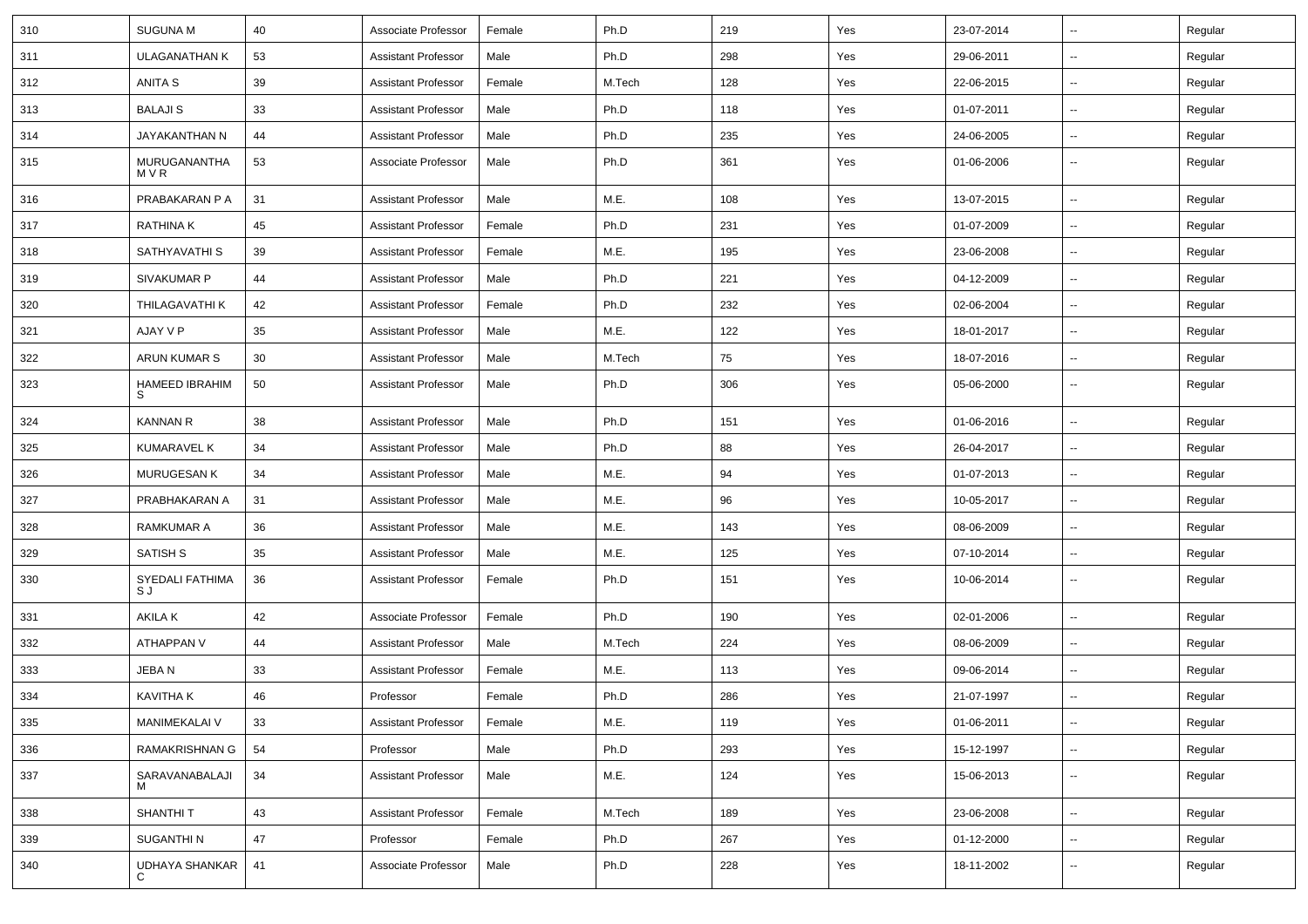| 310 | SUGUNA M | 40 | Associate Professor | Female | Ph.D | 219 | Yes | 23-07-2014 | -- | Regular |
|---|---|---|---|---|---|---|---|---|---|---|
| 311 | ULAGANATHAN K | 53 | Assistant Professor | Male | Ph.D | 298 | Yes | 29-06-2011 | -- | Regular |
| 312 | ANITA S | 39 | Assistant Professor | Female | M.Tech | 128 | Yes | 22-06-2015 | -- | Regular |
| 313 | BALAJI S | 33 | Assistant Professor | Male | Ph.D | 118 | Yes | 01-07-2011 | -- | Regular |
| 314 | JAYAKANTHAN N | 44 | Assistant Professor | Male | Ph.D | 235 | Yes | 24-06-2005 | -- | Regular |
| 315 | MURUGANANTHA M V R | 53 | Associate Professor | Male | Ph.D | 361 | Yes | 01-06-2006 | -- | Regular |
| 316 | PRABAKARAN P A | 31 | Assistant Professor | Male | M.E. | 108 | Yes | 13-07-2015 | -- | Regular |
| 317 | RATHINA K | 45 | Assistant Professor | Female | Ph.D | 231 | Yes | 01-07-2009 | -- | Regular |
| 318 | SATHYAVATHI S | 39 | Assistant Professor | Female | M.E. | 195 | Yes | 23-06-2008 | -- | Regular |
| 319 | SIVAKUMAR P | 44 | Assistant Professor | Male | Ph.D | 221 | Yes | 04-12-2009 | -- | Regular |
| 320 | THILAGAVATHI K | 42 | Assistant Professor | Female | Ph.D | 232 | Yes | 02-06-2004 | -- | Regular |
| 321 | AJAY V P | 35 | Assistant Professor | Male | M.E. | 122 | Yes | 18-01-2017 | -- | Regular |
| 322 | ARUN KUMAR S | 30 | Assistant Professor | Male | M.Tech | 75 | Yes | 18-07-2016 | -- | Regular |
| 323 | HAMEED IBRAHIM S | 50 | Assistant Professor | Male | Ph.D | 306 | Yes | 05-06-2000 | -- | Regular |
| 324 | KANNAN R | 38 | Assistant Professor | Male | Ph.D | 151 | Yes | 01-06-2016 | -- | Regular |
| 325 | KUMARAVEL K | 34 | Assistant Professor | Male | Ph.D | 88 | Yes | 26-04-2017 | -- | Regular |
| 326 | MURUGESAN K | 34 | Assistant Professor | Male | M.E. | 94 | Yes | 01-07-2013 | -- | Regular |
| 327 | PRABHAKARAN A | 31 | Assistant Professor | Male | M.E. | 96 | Yes | 10-05-2017 | -- | Regular |
| 328 | RAMKUMAR A | 36 | Assistant Professor | Male | M.E. | 143 | Yes | 08-06-2009 | -- | Regular |
| 329 | SATISH S | 35 | Assistant Professor | Male | M.E. | 125 | Yes | 07-10-2014 | -- | Regular |
| 330 | SYEDALI FATHIMA S J | 36 | Assistant Professor | Female | Ph.D | 151 | Yes | 10-06-2014 | -- | Regular |
| 331 | AKILA K | 42 | Associate Professor | Female | Ph.D | 190 | Yes | 02-01-2006 | -- | Regular |
| 332 | ATHAPPAN V | 44 | Assistant Professor | Male | M.Tech | 224 | Yes | 08-06-2009 | -- | Regular |
| 333 | JEBA N | 33 | Assistant Professor | Female | M.E. | 113 | Yes | 09-06-2014 | -- | Regular |
| 334 | KAVITHA K | 46 | Professor | Female | Ph.D | 286 | Yes | 21-07-1997 | -- | Regular |
| 335 | MANIMEKALAI V | 33 | Assistant Professor | Female | M.E. | 119 | Yes | 01-06-2011 | -- | Regular |
| 336 | RAMAKRISHNAN G | 54 | Professor | Male | Ph.D | 293 | Yes | 15-12-1997 | -- | Regular |
| 337 | SARAVANABALAJI M | 34 | Assistant Professor | Male | M.E. | 124 | Yes | 15-06-2013 | -- | Regular |
| 338 | SHANTHI T | 43 | Assistant Professor | Female | M.Tech | 189 | Yes | 23-06-2008 | -- | Regular |
| 339 | SUGANTHI N | 47 | Professor | Female | Ph.D | 267 | Yes | 01-12-2000 | -- | Regular |
| 340 | UDHAYA SHANKAR C | 41 | Associate Professor | Male | Ph.D | 228 | Yes | 18-11-2002 | -- | Regular |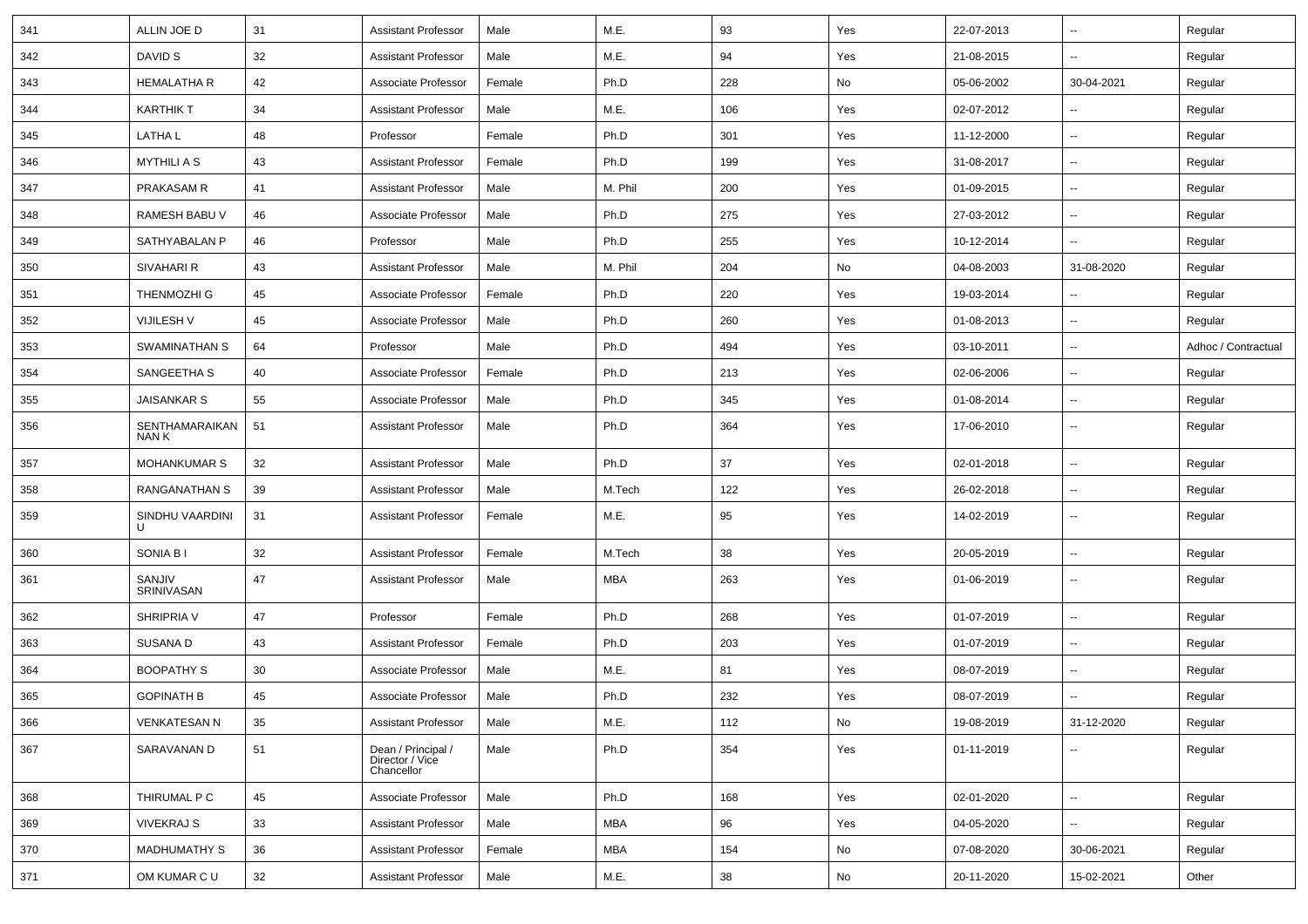| 341 | ALLIN JOE D | 31 | Assistant Professor | Male | M.E. | 93 | Yes | 22-07-2013 | -- | Regular |
|---|---|---|---|---|---|---|---|---|---|---|
| 342 | DAVID S | 32 | Assistant Professor | Male | M.E. | 94 | Yes | 21-08-2015 | -- | Regular |
| 343 | HEMALATHA R | 42 | Associate Professor | Female | Ph.D | 228 | No | 05-06-2002 | 30-04-2021 | Regular |
| 344 | KARTHIK T | 34 | Assistant Professor | Male | M.E. | 106 | Yes | 02-07-2012 | -- | Regular |
| 345 | LATHA L | 48 | Professor | Female | Ph.D | 301 | Yes | 11-12-2000 | -- | Regular |
| 346 | MYTHILI A S | 43 | Assistant Professor | Female | Ph.D | 199 | Yes | 31-08-2017 | -- | Regular |
| 347 | PRAKASAM R | 41 | Assistant Professor | Male | M. Phil | 200 | Yes | 01-09-2015 | -- | Regular |
| 348 | RAMESH BABU V | 46 | Associate Professor | Male | Ph.D | 275 | Yes | 27-03-2012 | -- | Regular |
| 349 | SATHYABALAN P | 46 | Professor | Male | Ph.D | 255 | Yes | 10-12-2014 | -- | Regular |
| 350 | SIVAHARI R | 43 | Assistant Professor | Male | M. Phil | 204 | No | 04-08-2003 | 31-08-2020 | Regular |
| 351 | THENMOZHI G | 45 | Associate Professor | Female | Ph.D | 220 | Yes | 19-03-2014 | -- | Regular |
| 352 | VIJILESH V | 45 | Associate Professor | Male | Ph.D | 260 | Yes | 01-08-2013 | -- | Regular |
| 353 | SWAMINATHAN S | 64 | Professor | Male | Ph.D | 494 | Yes | 03-10-2011 | -- | Adhoc / Contractual |
| 354 | SANGEETHA S | 40 | Associate Professor | Female | Ph.D | 213 | Yes | 02-06-2006 | -- | Regular |
| 355 | JAISANKAR S | 55 | Associate Professor | Male | Ph.D | 345 | Yes | 01-08-2014 | -- | Regular |
| 356 | SENTHAMARAIKANNAN K | 51 | Assistant Professor | Male | Ph.D | 364 | Yes | 17-06-2010 | -- | Regular |
| 357 | MOHANKUMAR S | 32 | Assistant Professor | Male | Ph.D | 37 | Yes | 02-01-2018 | -- | Regular |
| 358 | RANGANATHAN S | 39 | Assistant Professor | Male | M.Tech | 122 | Yes | 26-02-2018 | -- | Regular |
| 359 | SINDHU VAARDINI U | 31 | Assistant Professor | Female | M.E. | 95 | Yes | 14-02-2019 | -- | Regular |
| 360 | SONIA B I | 32 | Assistant Professor | Female | M.Tech | 38 | Yes | 20-05-2019 | -- | Regular |
| 361 | SANJIV SRINIVASAN | 47 | Assistant Professor | Male | MBA | 263 | Yes | 01-06-2019 | -- | Regular |
| 362 | SHRIPRIA V | 47 | Professor | Female | Ph.D | 268 | Yes | 01-07-2019 | -- | Regular |
| 363 | SUSANA D | 43 | Assistant Professor | Female | Ph.D | 203 | Yes | 01-07-2019 | -- | Regular |
| 364 | BOOPATHY S | 30 | Associate Professor | Male | M.E. | 81 | Yes | 08-07-2019 | -- | Regular |
| 365 | GOPINATH B | 45 | Associate Professor | Male | Ph.D | 232 | Yes | 08-07-2019 | -- | Regular |
| 366 | VENKATESAN N | 35 | Assistant Professor | Male | M.E. | 112 | No | 19-08-2019 | 31-12-2020 | Regular |
| 367 | SARAVANAN D | 51 | Dean / Principal / Director / Vice Chancellor | Male | Ph.D | 354 | Yes | 01-11-2019 | -- | Regular |
| 368 | THIRUMAL P C | 45 | Associate Professor | Male | Ph.D | 168 | Yes | 02-01-2020 | -- | Regular |
| 369 | VIVEKRAJ S | 33 | Assistant Professor | Male | MBA | 96 | Yes | 04-05-2020 | -- | Regular |
| 370 | MADHUMATHY S | 36 | Assistant Professor | Female | MBA | 154 | No | 07-08-2020 | 30-06-2021 | Regular |
| 371 | OM KUMAR C U | 32 | Assistant Professor | Male | M.E. | 38 | No | 20-11-2020 | 15-02-2021 | Other |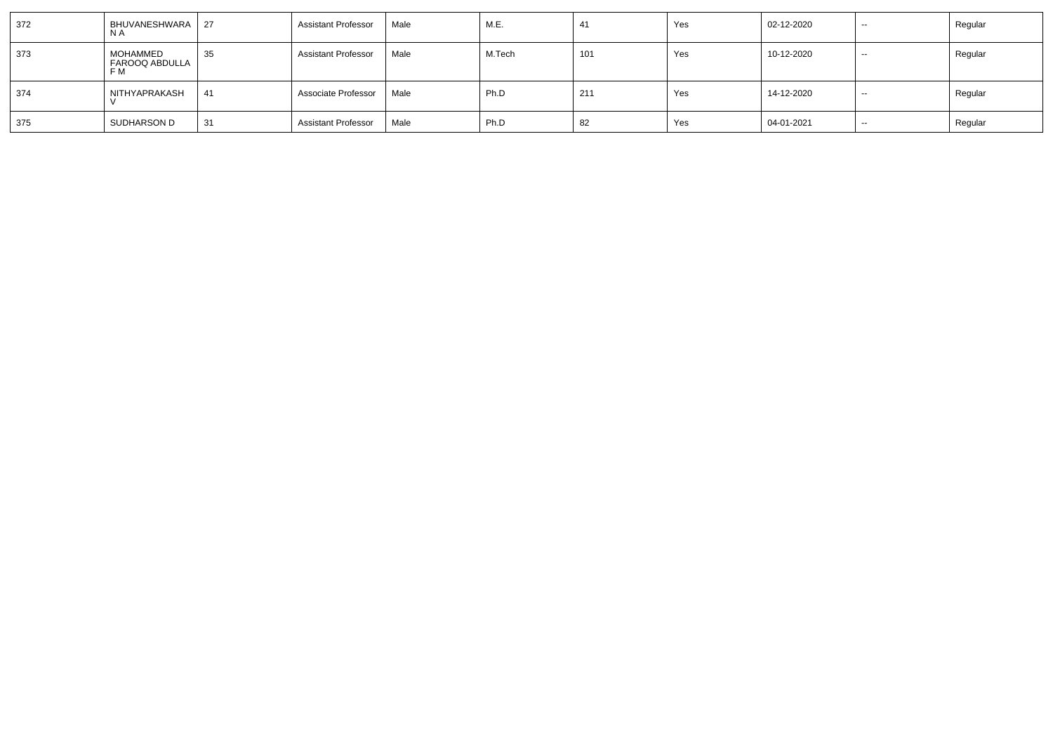| | | | | | | | | | | |
|---|---|---|---|---|---|---|---|---|---|---|
| 372 | BHUVANESHWARAN A | 27 | Assistant Professor | Male | M.E. | 41 | Yes | 02-12-2020 | -- | Regular |
| 373 | MOHAMMED FAROOQ ABDULLA F M | 35 | Assistant Professor | Male | M.Tech | 101 | Yes | 10-12-2020 | -- | Regular |
| 374 | NITHYAPRAKASH V | 41 | Associate Professor | Male | Ph.D | 211 | Yes | 14-12-2020 | -- | Regular |
| 375 | SUDHARSON D | 31 | Assistant Professor | Male | Ph.D | 82 | Yes | 04-01-2021 | -- | Regular |